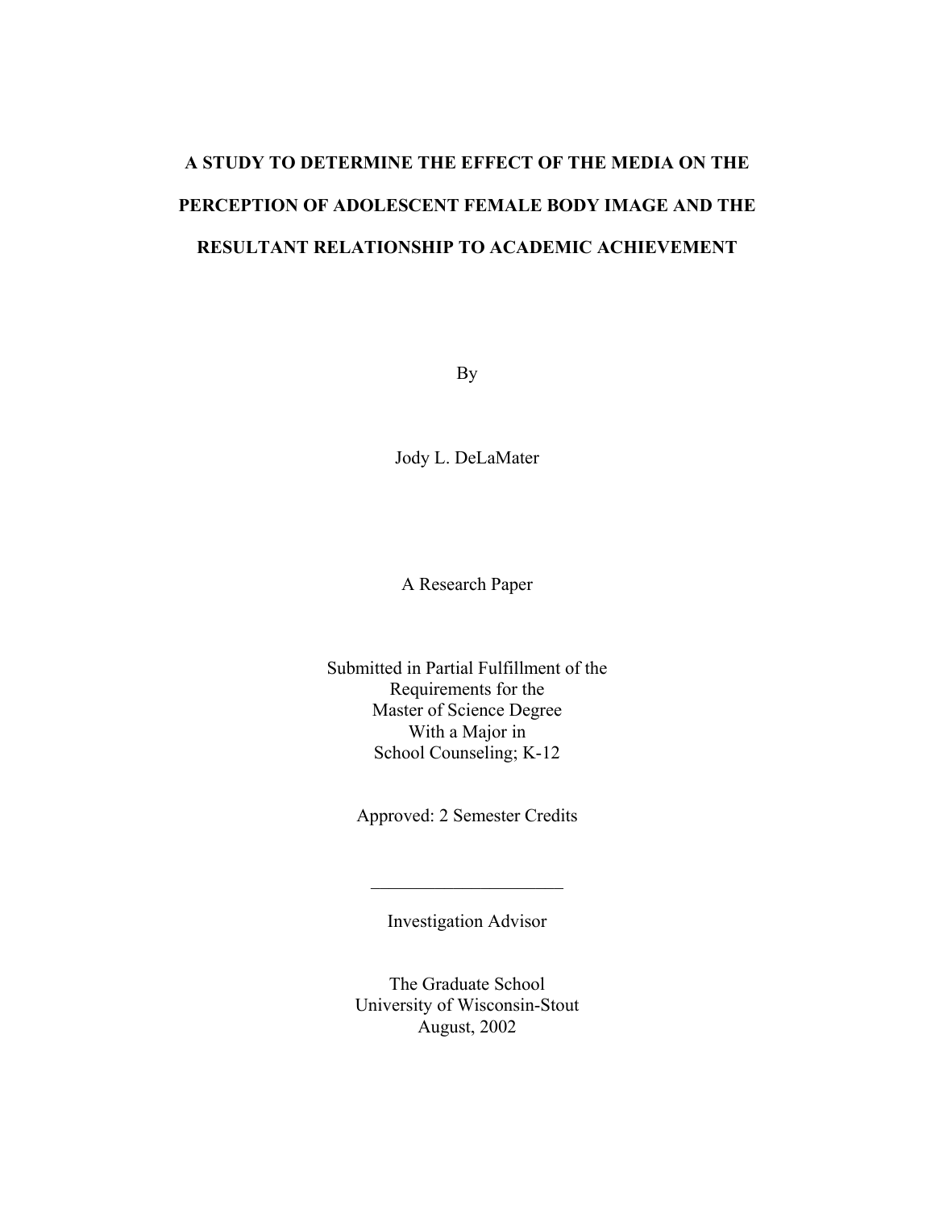# A STUDY TO DETERMINE THE EFFECT OF THE MEDIA ON THE PERCEPTION OF ADOLESCENT FEMALE BODY IMAGE AND THE RESULTANT RELATIONSHIP TO ACADEMIC ACHIEVEMENT

By

Jody L. DeLaMater

A Research Paper

Submitted in Partial Fulfillment of the
Requirements for the
Master of Science Degree
With a Major in
School Counseling; K-12

Approved: 2 Semester Credits

\_\_\_\_\_\_\_\_\_\_\_\_\_\_\_\_\_\_\_\_\_\_

Investigation Advisor

The Graduate School
University of Wisconsin-Stout
August, 2002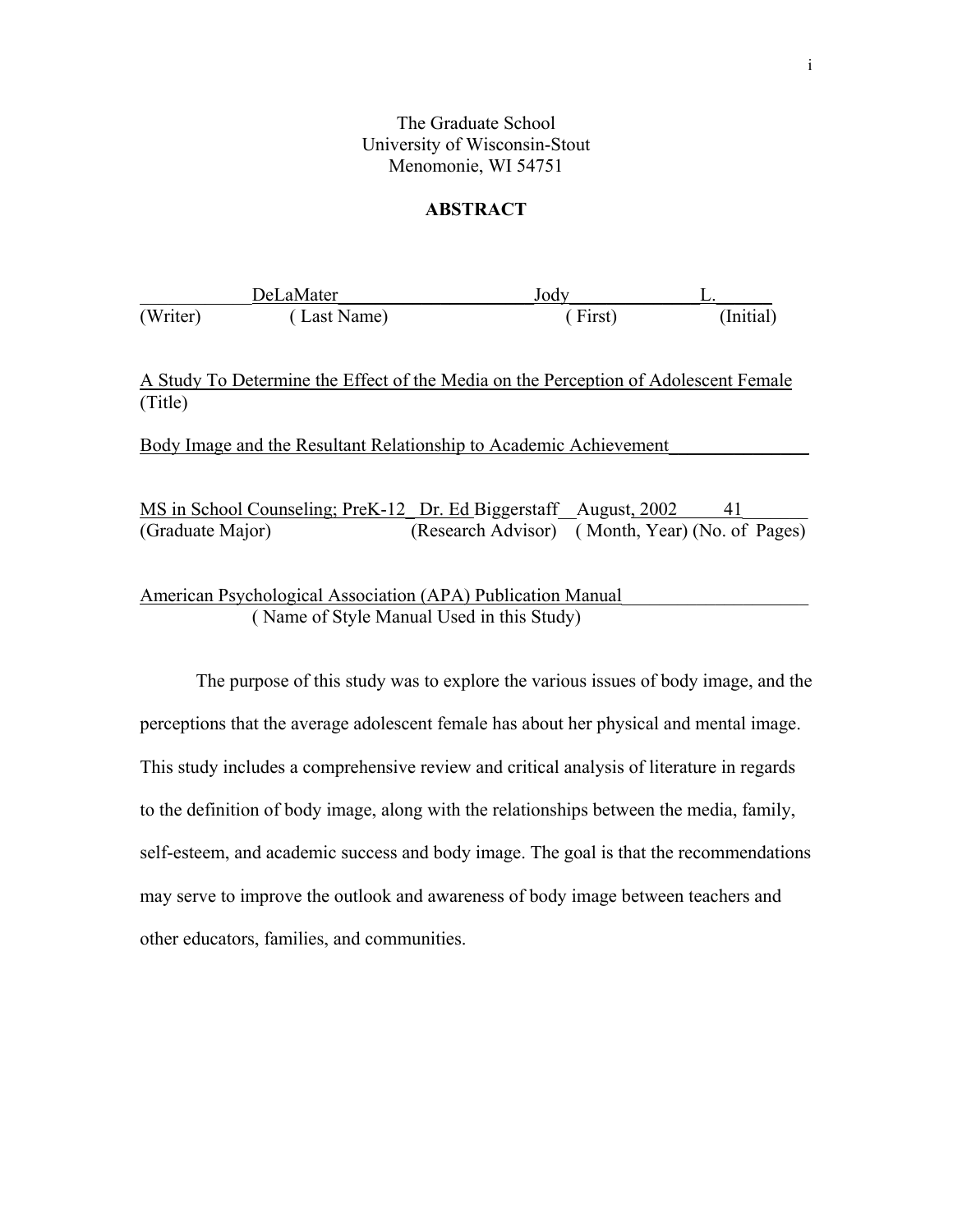The Graduate School
University of Wisconsin-Stout
Menomonie, WI 54751

**ABSTRACT**

| | DeLaMater | Jody | L. |
|---|---|---|---|
| (Writer) | ( Last Name) | ( First) | (Initial) |

A Study To Determine the Effect of the Media on the Perception of Adolescent Female
(Title)

Body Image and the Resultant Relationship to Academic Achievement

| MS in School Counseling; PreK-12 | Dr. Ed Biggerstaff | August, 2002 | 41 |
|---|---|---|---|
| (Graduate Major) | (Research Advisor) | ( Month, Year) | (No. of Pages) |

American Psychological Association (APA) Publication Manual
( Name of Style Manual Used in this Study)

The purpose of this study was to explore the various issues of body image, and the perceptions that the average adolescent female has about her physical and mental image. This study includes a comprehensive review and critical analysis of literature in regards to the definition of body image, along with the relationships between the media, family, self-esteem, and academic success and body image. The goal is that the recommendations may serve to improve the outlook and awareness of body image between teachers and other educators, families, and communities.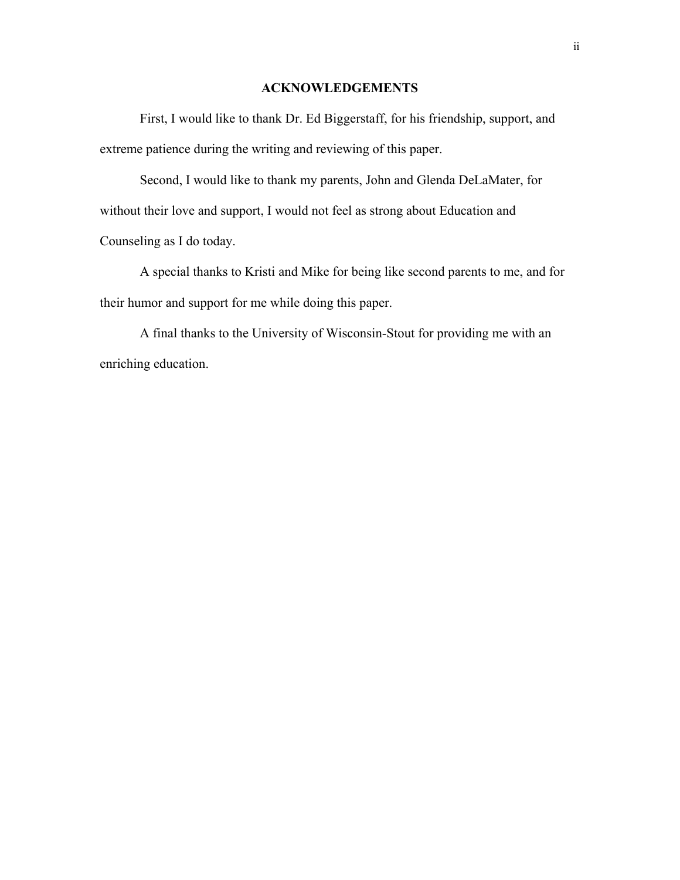# ACKNOWLEDGEMENTS

First, I would like to thank Dr. Ed Biggerstaff, for his friendship, support, and extreme patience during the writing and reviewing of this paper.

Second, I would like to thank my parents, John and Glenda DeLaMater, for without their love and support, I would not feel as strong about Education and Counseling as I do today.

A special thanks to Kristi and Mike for being like second parents to me, and for their humor and support for me while doing this paper.

A final thanks to the University of Wisconsin-Stout for providing me with an enriching education.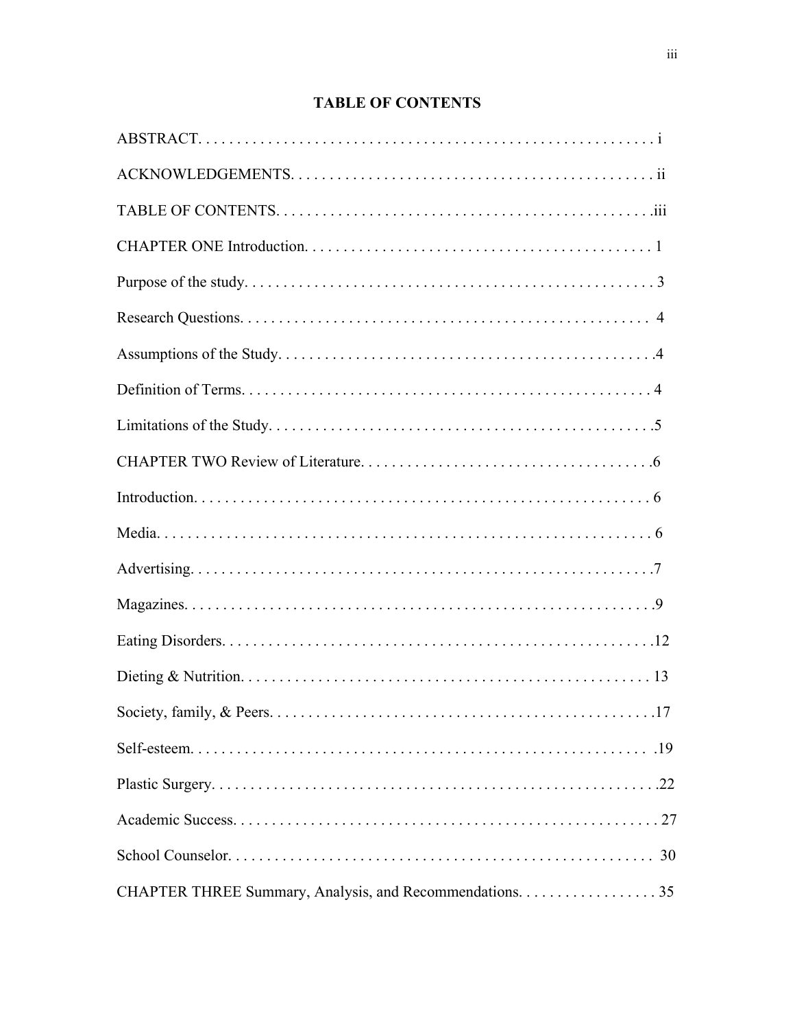## TABLE OF CONTENTS

ABSTRACT. . . . . . . . . . . . . . . . . . . . . . . . . . . . . . . . . . . . . . . . . . . . . . . . . . . . . . . . . i

ACKNOWLEDGEMENTS. . . . . . . . . . . . . . . . . . . . . . . . . . . . . . . . . . . . . . . . . . . . . . ii

TABLE OF CONTENTS. . . . . . . . . . . . . . . . . . . . . . . . . . . . . . . . . . . . . . . . . . . . . .iii

CHAPTER ONE Introduction. . . . . . . . . . . . . . . . . . . . . . . . . . . . . . . . . . . . . . . . . . . 1

Purpose of the study. . . . . . . . . . . . . . . . . . . . . . . . . . . . . . . . . . . . . . . . . . . . . . . . . . 3

Research Questions. . . . . . . . . . . . . . . . . . . . . . . . . . . . . . . . . . . . . . . . . . . . . . . . . . 4

Assumptions of the Study. . . . . . . . . . . . . . . . . . . . . . . . . . . . . . . . . . . . . . . . . . . . . .4

Definition of Terms. . . . . . . . . . . . . . . . . . . . . . . . . . . . . . . . . . . . . . . . . . . . . . . . . . . 4

Limitations of the Study. . . . . . . . . . . . . . . . . . . . . . . . . . . . . . . . . . . . . . . . . . . . . . . .5

CHAPTER TWO Review of Literature. . . . . . . . . . . . . . . . . . . . . . . . . . . . . . . . . . . . .6

Introduction. . . . . . . . . . . . . . . . . . . . . . . . . . . . . . . . . . . . . . . . . . . . . . . . . . . . . . . . . 6

Media. . . . . . . . . . . . . . . . . . . . . . . . . . . . . . . . . . . . . . . . . . . . . . . . . . . . . . . . . . . . . . 6

Advertising. . . . . . . . . . . . . . . . . . . . . . . . . . . . . . . . . . . . . . . . . . . . . . . . . . . . . . . . . .7

Magazines. . . . . . . . . . . . . . . . . . . . . . . . . . . . . . . . . . . . . . . . . . . . . . . . . . . . . . . . . . .9

Eating Disorders. . . . . . . . . . . . . . . . . . . . . . . . . . . . . . . . . . . . . . . . . . . . . . . . . . . . . .12

Dieting & Nutrition. . . . . . . . . . . . . . . . . . . . . . . . . . . . . . . . . . . . . . . . . . . . . . . . . . . 13

Society, family, & Peers. . . . . . . . . . . . . . . . . . . . . . . . . . . . . . . . . . . . . . . . . . . . . . . .17

Self-esteem. . . . . . . . . . . . . . . . . . . . . . . . . . . . . . . . . . . . . . . . . . . . . . . . . . . . . . . . . .19

Plastic Surgery. . . . . . . . . . . . . . . . . . . . . . . . . . . . . . . . . . . . . . . . . . . . . . . . . . . . . . . .22

Academic Success. . . . . . . . . . . . . . . . . . . . . . . . . . . . . . . . . . . . . . . . . . . . . . . . . . . . . 27

School Counselor. . . . . . . . . . . . . . . . . . . . . . . . . . . . . . . . . . . . . . . . . . . . . . . . . . . . . 30

CHAPTER THREE Summary, Analysis, and Recommendations. . . . . . . . . . . . . . . . . . 35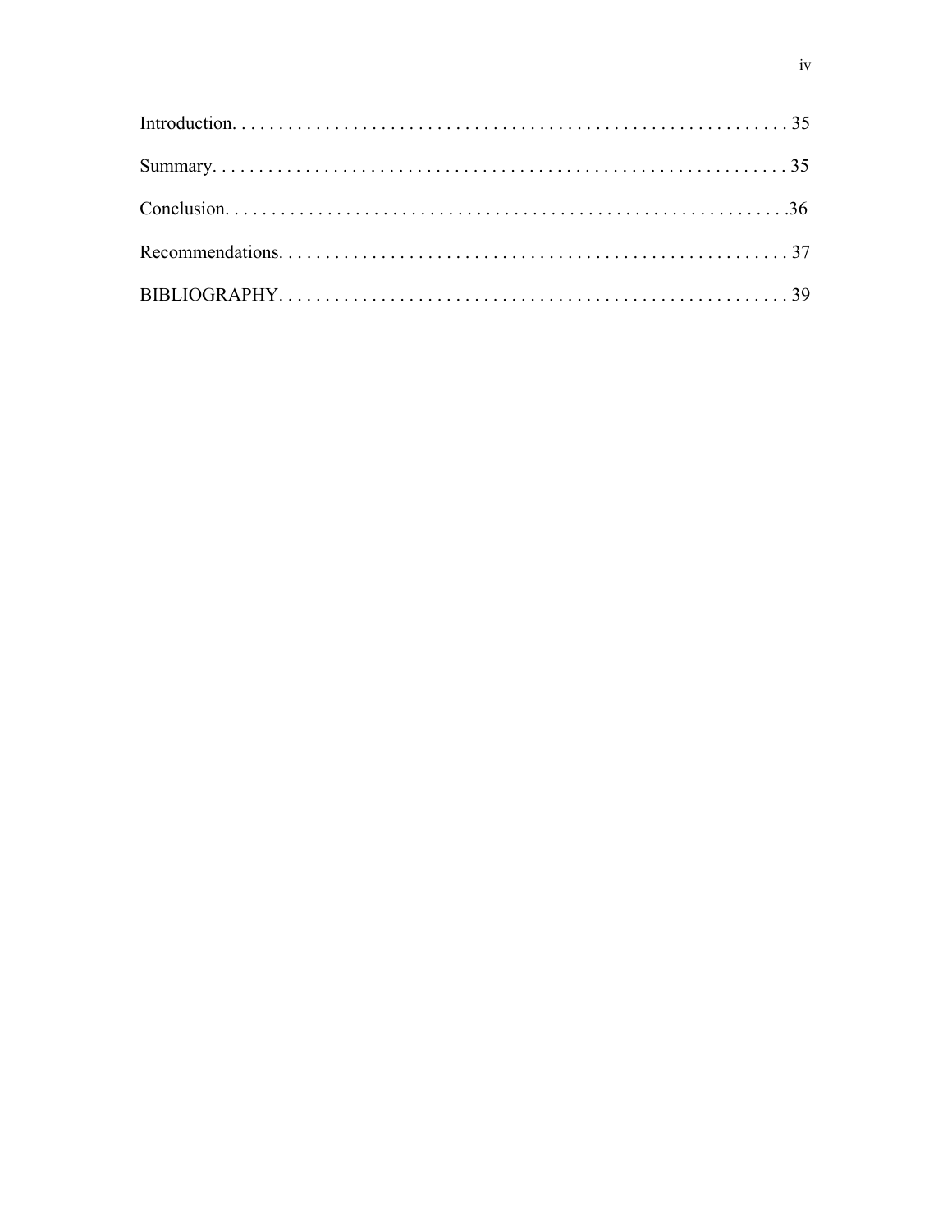Introduction. . . . . . . . . . . . . . . . . . . . . . . . . . . . . . . . . . . . . . . . . . . . . . . . . . . . . . . . . . . 35

Summary. . . . . . . . . . . . . . . . . . . . . . . . . . . . . . . . . . . . . . . . . . . . . . . . . . . . . . . . . . . . . 35

Conclusion. . . . . . . . . . . . . . . . . . . . . . . . . . . . . . . . . . . . . . . . . . . . . . . . . . . . . . . . . . . .36

Recommendations. . . . . . . . . . . . . . . . . . . . . . . . . . . . . . . . . . . . . . . . . . . . . . . . . . . . . 37

BIBLIOGRAPHY. . . . . . . . . . . . . . . . . . . . . . . . . . . . . . . . . . . . . . . . . . . . . . . . . . . . . . 39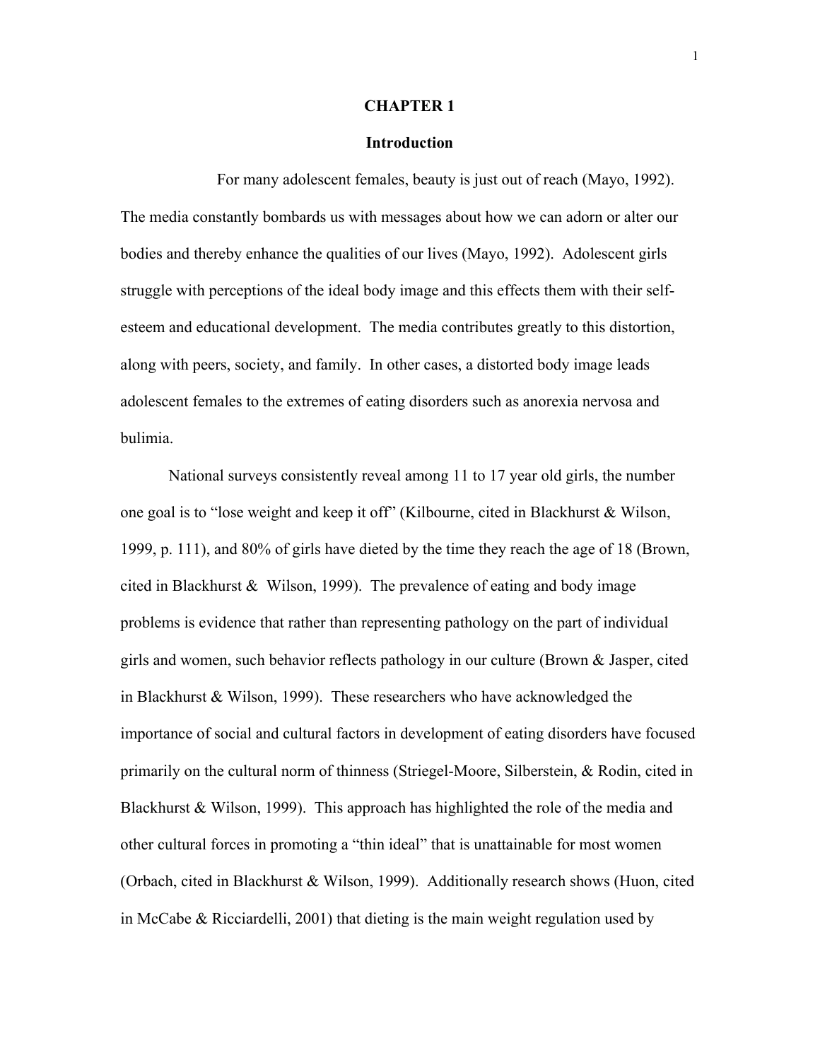# CHAPTER 1

## Introduction

For many adolescent females, beauty is just out of reach (Mayo, 1992). The media constantly bombards us with messages about how we can adorn or alter our bodies and thereby enhance the qualities of our lives (Mayo, 1992). Adolescent girls struggle with perceptions of the ideal body image and this effects them with their self-esteem and educational development. The media contributes greatly to this distortion, along with peers, society, and family. In other cases, a distorted body image leads adolescent females to the extremes of eating disorders such as anorexia nervosa and bulimia.

National surveys consistently reveal among 11 to 17 year old girls, the number one goal is to "lose weight and keep it off" (Kilbourne, cited in Blackhurst & Wilson, 1999, p. 111), and 80% of girls have dieted by the time they reach the age of 18 (Brown, cited in Blackhurst & Wilson, 1999). The prevalence of eating and body image problems is evidence that rather than representing pathology on the part of individual girls and women, such behavior reflects pathology in our culture (Brown & Jasper, cited in Blackhurst & Wilson, 1999). These researchers who have acknowledged the importance of social and cultural factors in development of eating disorders have focused primarily on the cultural norm of thinness (Striegel-Moore, Silberstein, & Rodin, cited in Blackhurst & Wilson, 1999). This approach has highlighted the role of the media and other cultural forces in promoting a "thin ideal" that is unattainable for most women (Orbach, cited in Blackhurst & Wilson, 1999). Additionally research shows (Huon, cited in McCabe & Ricciardelli, 2001) that dieting is the main weight regulation used by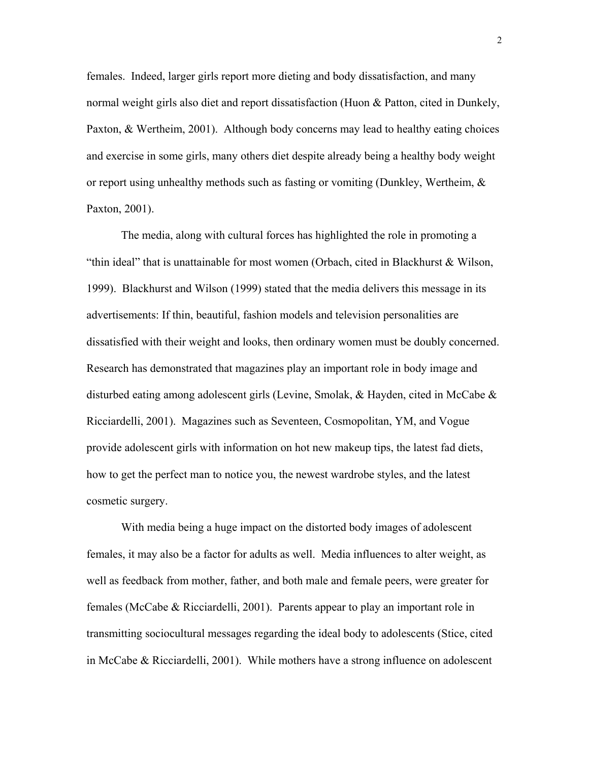females. Indeed, larger girls report more dieting and body dissatisfaction, and many normal weight girls also diet and report dissatisfaction (Huon & Patton, cited in Dunkely, Paxton, & Wertheim, 2001). Although body concerns may lead to healthy eating choices and exercise in some girls, many others diet despite already being a healthy body weight or report using unhealthy methods such as fasting or vomiting (Dunkley, Wertheim, & Paxton, 2001).

The media, along with cultural forces has highlighted the role in promoting a "thin ideal" that is unattainable for most women (Orbach, cited in Blackhurst & Wilson, 1999). Blackhurst and Wilson (1999) stated that the media delivers this message in its advertisements: If thin, beautiful, fashion models and television personalities are dissatisfied with their weight and looks, then ordinary women must be doubly concerned. Research has demonstrated that magazines play an important role in body image and disturbed eating among adolescent girls (Levine, Smolak, & Hayden, cited in McCabe & Ricciardelli, 2001). Magazines such as Seventeen, Cosmopolitan, YM, and Vogue provide adolescent girls with information on hot new makeup tips, the latest fad diets, how to get the perfect man to notice you, the newest wardrobe styles, and the latest cosmetic surgery.

With media being a huge impact on the distorted body images of adolescent females, it may also be a factor for adults as well. Media influences to alter weight, as well as feedback from mother, father, and both male and female peers, were greater for females (McCabe & Ricciardelli, 2001). Parents appear to play an important role in transmitting sociocultural messages regarding the ideal body to adolescents (Stice, cited in McCabe & Ricciardelli, 2001). While mothers have a strong influence on adolescent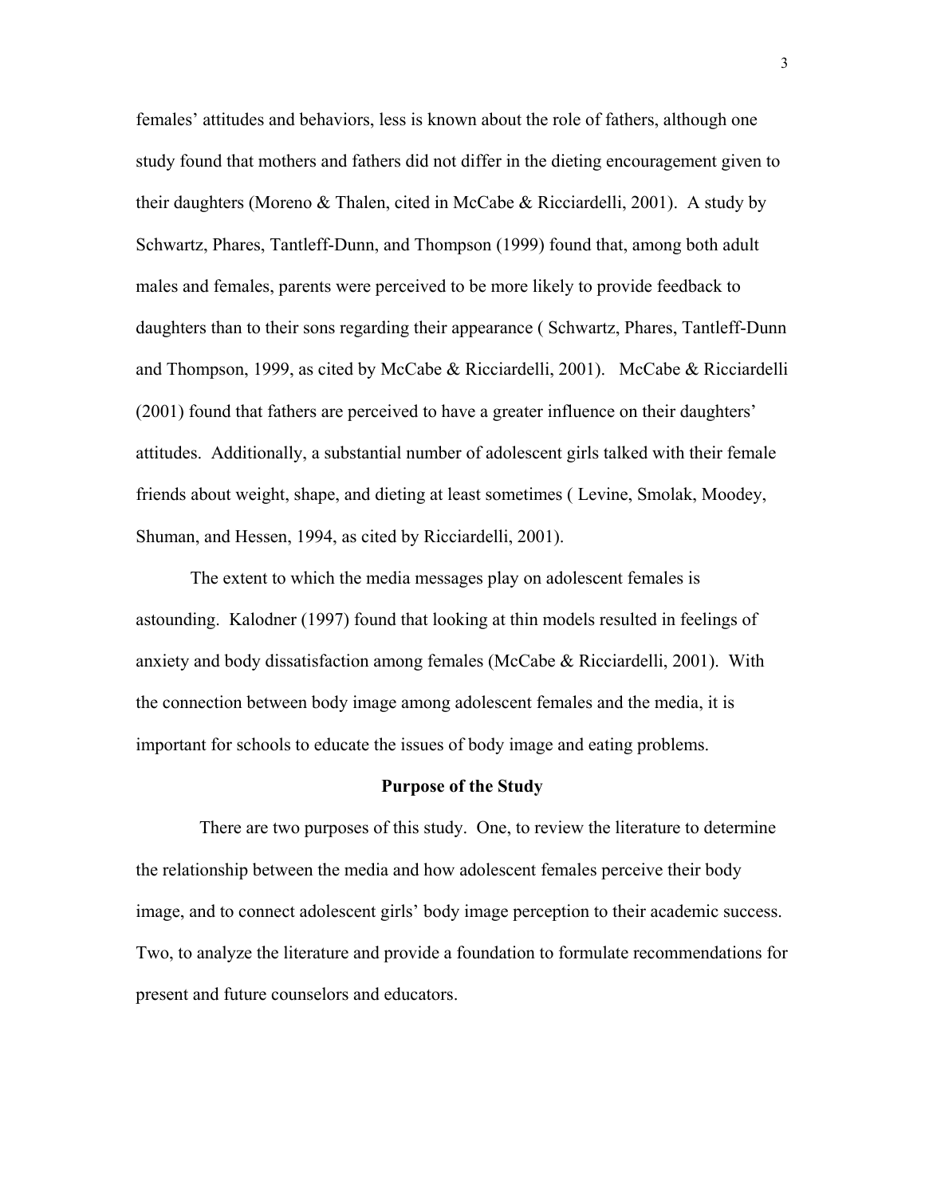females' attitudes and behaviors, less is known about the role of fathers, although one study found that mothers and fathers did not differ in the dieting encouragement given to their daughters (Moreno & Thalen, cited in McCabe & Ricciardelli, 2001). A study by Schwartz, Phares, Tantleff-Dunn, and Thompson (1999) found that, among both adult males and females, parents were perceived to be more likely to provide feedback to daughters than to their sons regarding their appearance ( Schwartz, Phares, Tantleff-Dunn and Thompson, 1999, as cited by McCabe & Ricciardelli, 2001). McCabe & Ricciardelli (2001) found that fathers are perceived to have a greater influence on their daughters' attitudes. Additionally, a substantial number of adolescent girls talked with their female friends about weight, shape, and dieting at least sometimes ( Levine, Smolak, Moodey, Shuman, and Hessen, 1994, as cited by Ricciardelli, 2001).

The extent to which the media messages play on adolescent females is astounding. Kalodner (1997) found that looking at thin models resulted in feelings of anxiety and body dissatisfaction among females (McCabe & Ricciardelli, 2001). With the connection between body image among adolescent females and the media, it is important for schools to educate the issues of body image and eating problems.

## Purpose of the Study

There are two purposes of this study. One, to review the literature to determine the relationship between the media and how adolescent females perceive their body image, and to connect adolescent girls' body image perception to their academic success. Two, to analyze the literature and provide a foundation to formulate recommendations for present and future counselors and educators.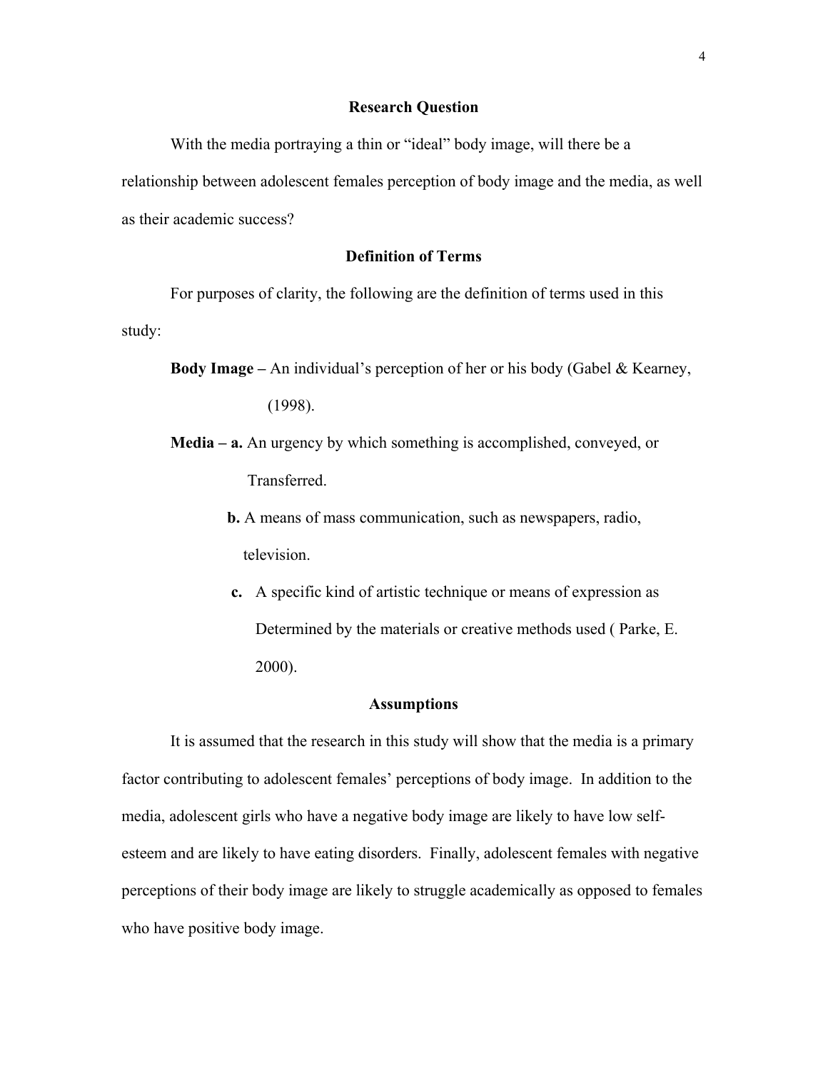## Research Question

With the media portraying a thin or "ideal" body image, will there be a relationship between adolescent females perception of body image and the media, as well as their academic success?

## Definition of Terms

For purposes of clarity, the following are the definition of terms used in this study:

**Body Image –** An individual's perception of her or his body (Gabel & Kearney, (1998).

**Media – a.** An urgency by which something is accomplished, conveyed, or Transferred.

**b.** A means of mass communication, such as newspapers, radio, television.

**c.** A specific kind of artistic technique or means of expression as Determined by the materials or creative methods used ( Parke, E. 2000).

## Assumptions

It is assumed that the research in this study will show that the media is a primary factor contributing to adolescent females' perceptions of body image. In addition to the media, adolescent girls who have a negative body image are likely to have low self-esteem and are likely to have eating disorders. Finally, adolescent females with negative perceptions of their body image are likely to struggle academically as opposed to females who have positive body image.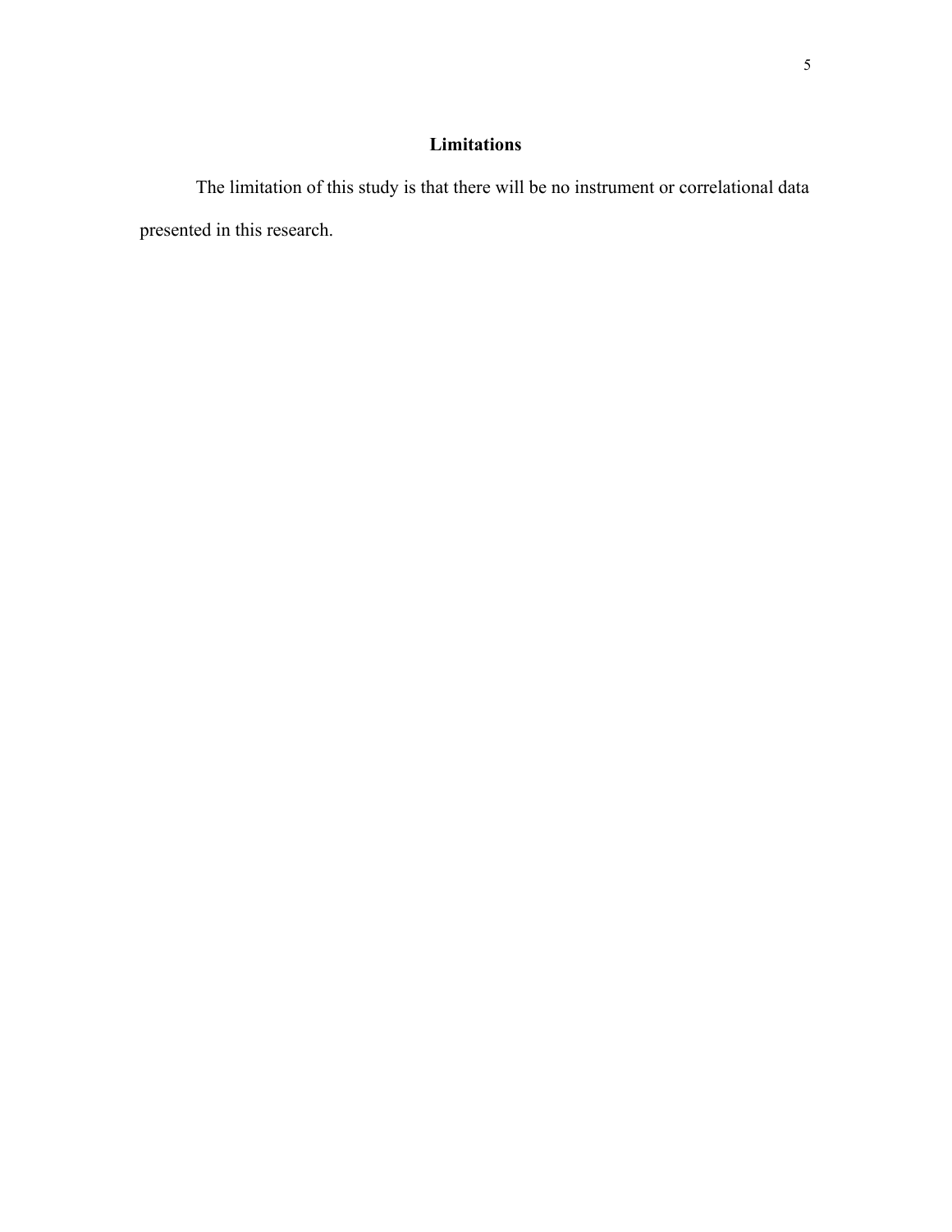## Limitations

The limitation of this study is that there will be no instrument or correlational data presented in this research.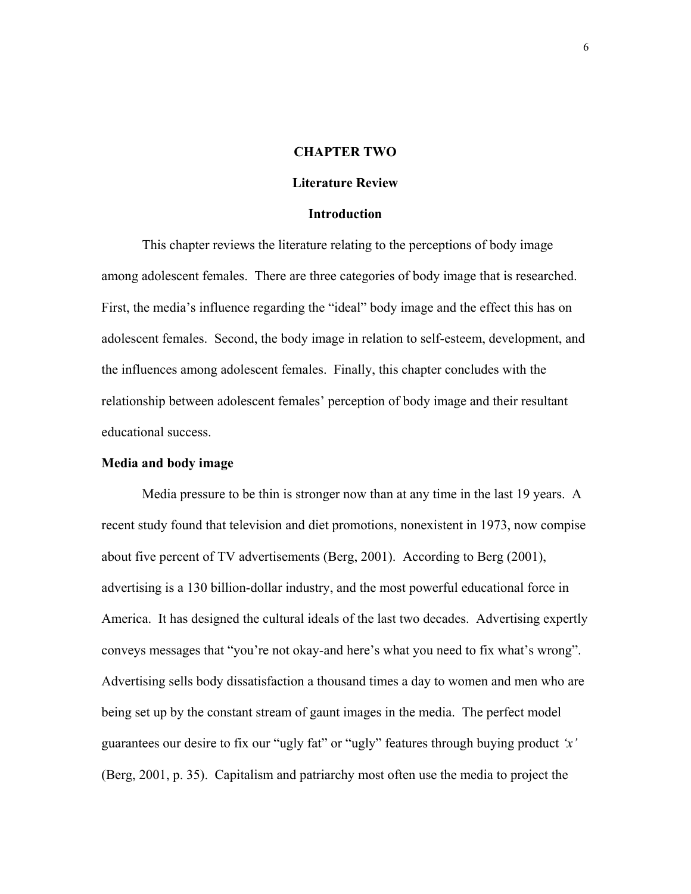# CHAPTER TWO

## Literature Review

### Introduction

This chapter reviews the literature relating to the perceptions of body image among adolescent females. There are three categories of body image that is researched. First, the media's influence regarding the "ideal" body image and the effect this has on adolescent females. Second, the body image in relation to self-esteem, development, and the influences among adolescent females. Finally, this chapter concludes with the relationship between adolescent females' perception of body image and their resultant educational success.

**Media and body image**

Media pressure to be thin is stronger now than at any time in the last 19 years. A recent study found that television and diet promotions, nonexistent in 1973, now compise about five percent of TV advertisements (Berg, 2001). According to Berg (2001), advertising is a 130 billion-dollar industry, and the most powerful educational force in America. It has designed the cultural ideals of the last two decades. Advertising expertly conveys messages that "you're not okay-and here's what you need to fix what's wrong". Advertising sells body dissatisfaction a thousand times a day to women and men who are being set up by the constant stream of gaunt images in the media. The perfect model guarantees our desire to fix our "ugly fat" or "ugly" features through buying product *'x'* (Berg, 2001, p. 35). Capitalism and patriarchy most often use the media to project the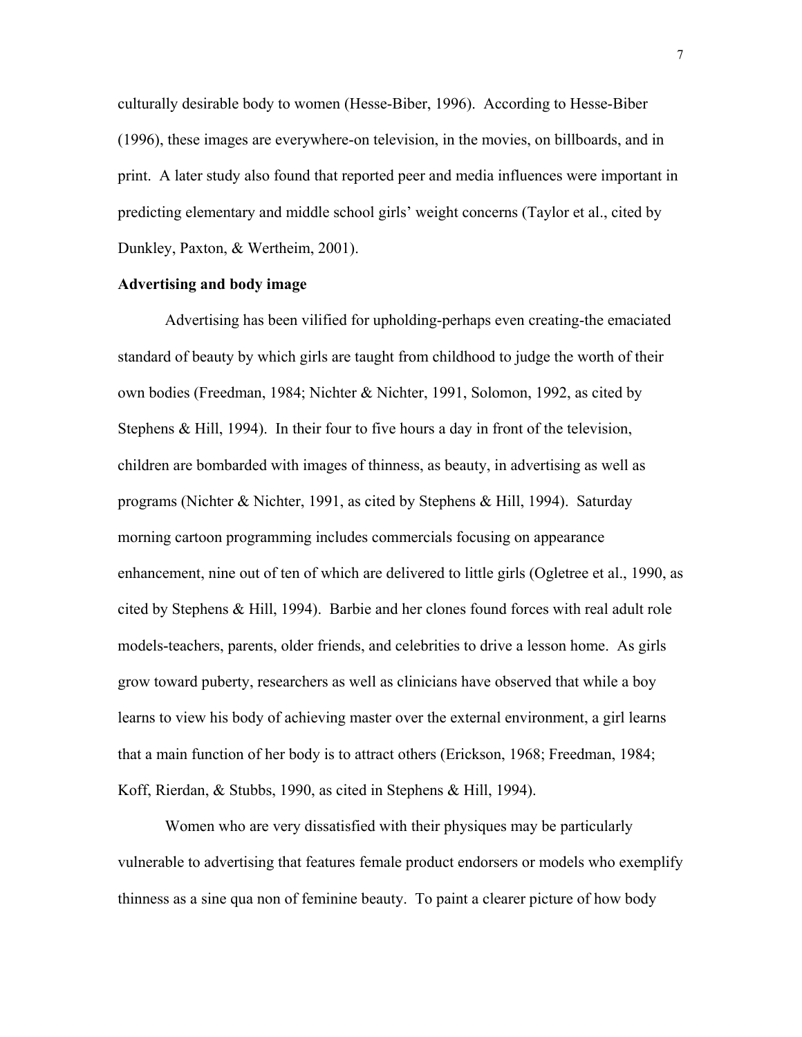culturally desirable body to women (Hesse-Biber, 1996). According to Hesse-Biber (1996), these images are everywhere-on television, in the movies, on billboards, and in print. A later study also found that reported peer and media influences were important in predicting elementary and middle school girls' weight concerns (Taylor et al., cited by Dunkley, Paxton, & Wertheim, 2001).

**Advertising and body image**

Advertising has been vilified for upholding-perhaps even creating-the emaciated standard of beauty by which girls are taught from childhood to judge the worth of their own bodies (Freedman, 1984; Nichter & Nichter, 1991, Solomon, 1992, as cited by Stephens & Hill, 1994). In their four to five hours a day in front of the television, children are bombarded with images of thinness, as beauty, in advertising as well as programs (Nichter & Nichter, 1991, as cited by Stephens & Hill, 1994). Saturday morning cartoon programming includes commercials focusing on appearance enhancement, nine out of ten of which are delivered to little girls (Ogletree et al., 1990, as cited by Stephens & Hill, 1994). Barbie and her clones found forces with real adult role models-teachers, parents, older friends, and celebrities to drive a lesson home. As girls grow toward puberty, researchers as well as clinicians have observed that while a boy learns to view his body of achieving master over the external environment, a girl learns that a main function of her body is to attract others (Erickson, 1968; Freedman, 1984; Koff, Rierdan, & Stubbs, 1990, as cited in Stephens & Hill, 1994).

Women who are very dissatisfied with their physiques may be particularly vulnerable to advertising that features female product endorsers or models who exemplify thinness as a sine qua non of feminine beauty. To paint a clearer picture of how body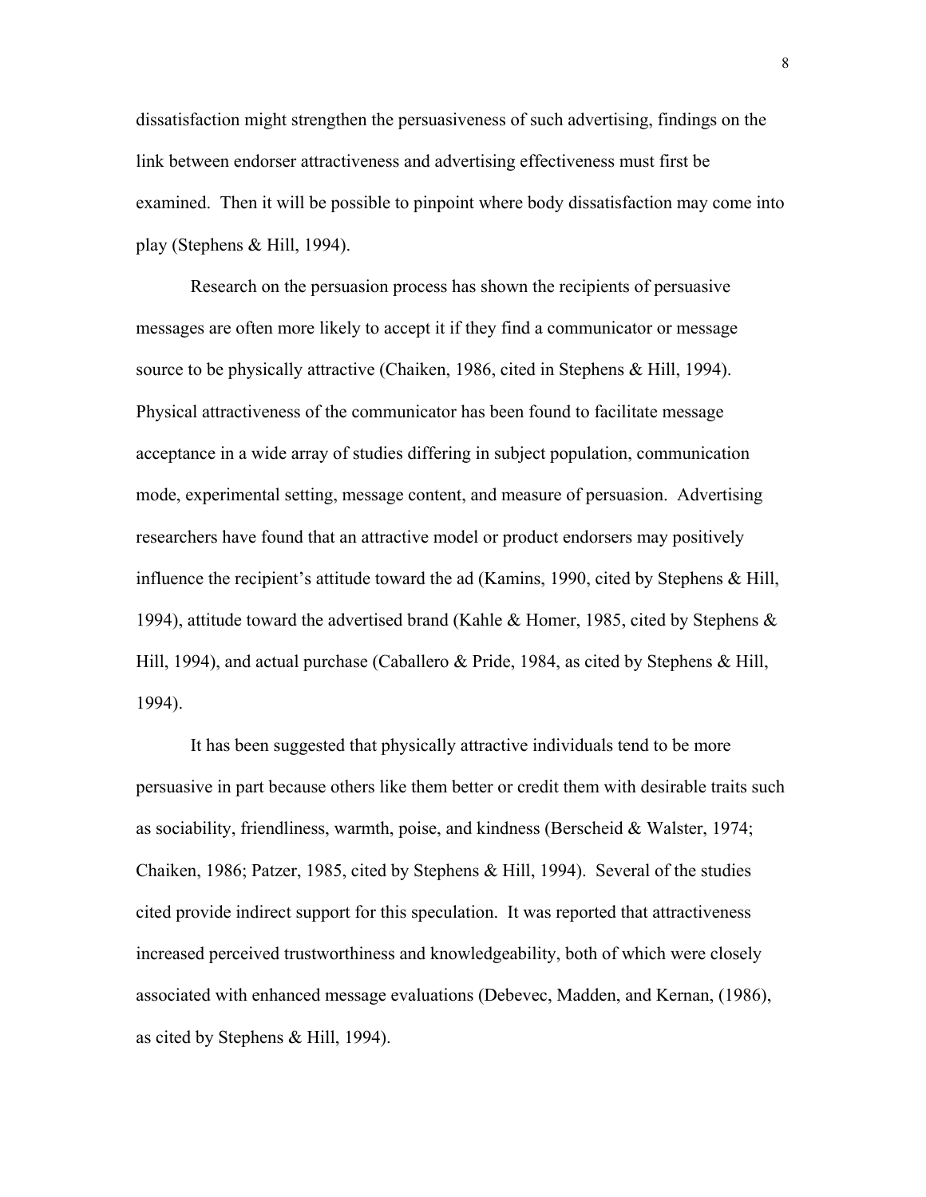dissatisfaction might strengthen the persuasiveness of such advertising, findings on the link between endorser attractiveness and advertising effectiveness must first be examined. Then it will be possible to pinpoint where body dissatisfaction may come into play (Stephens & Hill, 1994).

Research on the persuasion process has shown the recipients of persuasive messages are often more likely to accept it if they find a communicator or message source to be physically attractive (Chaiken, 1986, cited in Stephens & Hill, 1994). Physical attractiveness of the communicator has been found to facilitate message acceptance in a wide array of studies differing in subject population, communication mode, experimental setting, message content, and measure of persuasion. Advertising researchers have found that an attractive model or product endorsers may positively influence the recipient's attitude toward the ad (Kamins, 1990, cited by Stephens & Hill, 1994), attitude toward the advertised brand (Kahle & Homer, 1985, cited by Stephens & Hill, 1994), and actual purchase (Caballero & Pride, 1984, as cited by Stephens & Hill, 1994).

It has been suggested that physically attractive individuals tend to be more persuasive in part because others like them better or credit them with desirable traits such as sociability, friendliness, warmth, poise, and kindness (Berscheid & Walster, 1974; Chaiken, 1986; Patzer, 1985, cited by Stephens & Hill, 1994). Several of the studies cited provide indirect support for this speculation. It was reported that attractiveness increased perceived trustworthiness and knowledgeability, both of which were closely associated with enhanced message evaluations (Debevec, Madden, and Kernan, (1986), as cited by Stephens & Hill, 1994).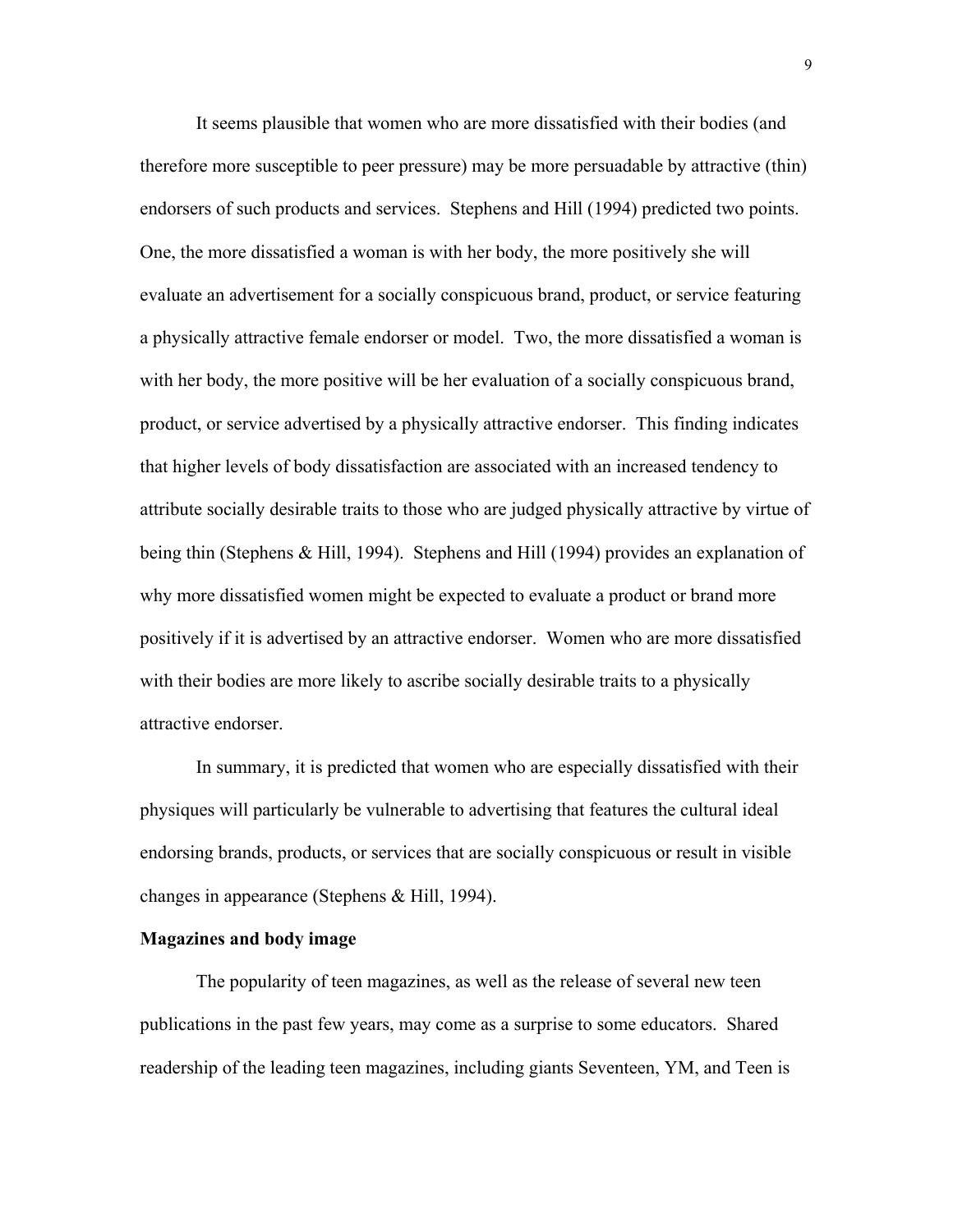It seems plausible that women who are more dissatisfied with their bodies (and therefore more susceptible to peer pressure) may be more persuadable by attractive (thin) endorsers of such products and services. Stephens and Hill (1994) predicted two points. One, the more dissatisfied a woman is with her body, the more positively she will evaluate an advertisement for a socially conspicuous brand, product, or service featuring a physically attractive female endorser or model. Two, the more dissatisfied a woman is with her body, the more positive will be her evaluation of a socially conspicuous brand, product, or service advertised by a physically attractive endorser. This finding indicates that higher levels of body dissatisfaction are associated with an increased tendency to attribute socially desirable traits to those who are judged physically attractive by virtue of being thin (Stephens & Hill, 1994). Stephens and Hill (1994) provides an explanation of why more dissatisfied women might be expected to evaluate a product or brand more positively if it is advertised by an attractive endorser. Women who are more dissatisfied with their bodies are more likely to ascribe socially desirable traits to a physically attractive endorser.

In summary, it is predicted that women who are especially dissatisfied with their physiques will particularly be vulnerable to advertising that features the cultural ideal endorsing brands, products, or services that are socially conspicuous or result in visible changes in appearance (Stephens & Hill, 1994).

**Magazines and body image**

The popularity of teen magazines, as well as the release of several new teen publications in the past few years, may come as a surprise to some educators. Shared readership of the leading teen magazines, including giants Seventeen, YM, and Teen is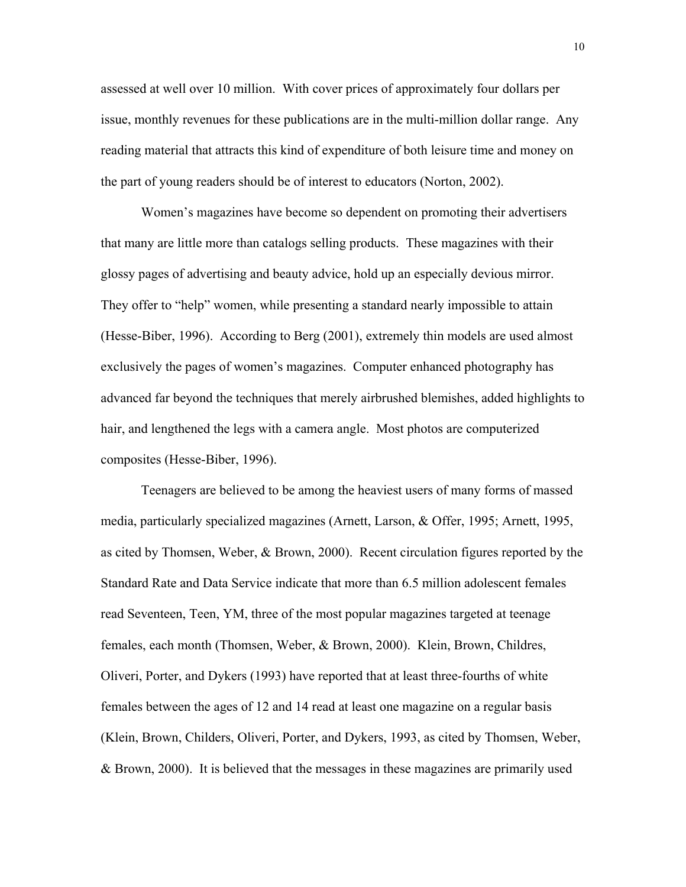assessed at well over 10 million. With cover prices of approximately four dollars per issue, monthly revenues for these publications are in the multi-million dollar range. Any reading material that attracts this kind of expenditure of both leisure time and money on the part of young readers should be of interest to educators (Norton, 2002).

Women's magazines have become so dependent on promoting their advertisers that many are little more than catalogs selling products. These magazines with their glossy pages of advertising and beauty advice, hold up an especially devious mirror. They offer to "help" women, while presenting a standard nearly impossible to attain (Hesse-Biber, 1996). According to Berg (2001), extremely thin models are used almost exclusively the pages of women's magazines. Computer enhanced photography has advanced far beyond the techniques that merely airbrushed blemishes, added highlights to hair, and lengthened the legs with a camera angle. Most photos are computerized composites (Hesse-Biber, 1996).

Teenagers are believed to be among the heaviest users of many forms of massed media, particularly specialized magazines (Arnett, Larson, & Offer, 1995; Arnett, 1995, as cited by Thomsen, Weber, & Brown, 2000). Recent circulation figures reported by the Standard Rate and Data Service indicate that more than 6.5 million adolescent females read Seventeen, Teen, YM, three of the most popular magazines targeted at teenage females, each month (Thomsen, Weber, & Brown, 2000). Klein, Brown, Childres, Oliveri, Porter, and Dykers (1993) have reported that at least three-fourths of white females between the ages of 12 and 14 read at least one magazine on a regular basis (Klein, Brown, Childers, Oliveri, Porter, and Dykers, 1993, as cited by Thomsen, Weber, & Brown, 2000). It is believed that the messages in these magazines are primarily used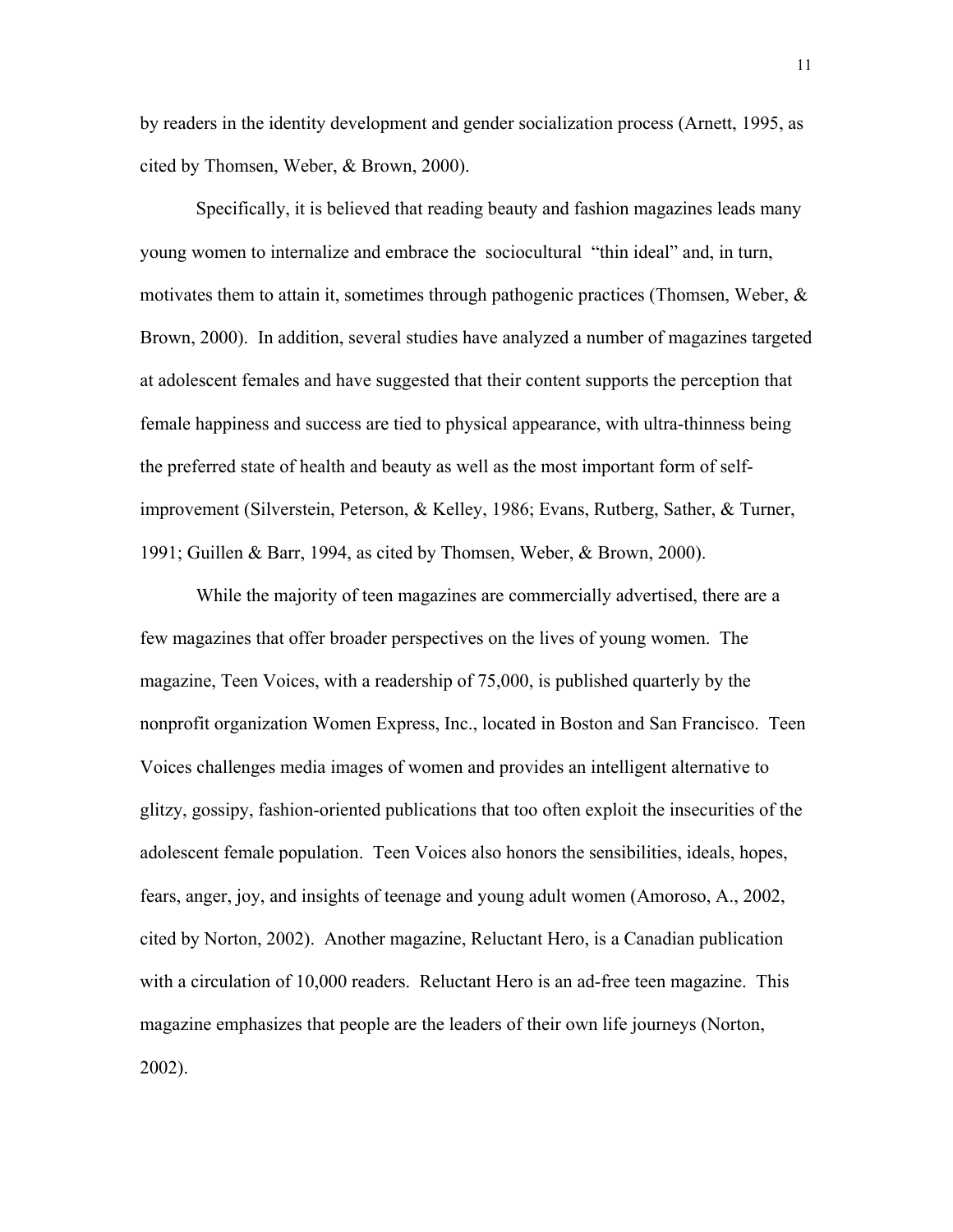by readers in the identity development and gender socialization process (Arnett, 1995, as cited by Thomsen, Weber, & Brown, 2000).

Specifically, it is believed that reading beauty and fashion magazines leads many young women to internalize and embrace the sociocultural "thin ideal" and, in turn, motivates them to attain it, sometimes through pathogenic practices (Thomsen, Weber, & Brown, 2000). In addition, several studies have analyzed a number of magazines targeted at adolescent females and have suggested that their content supports the perception that female happiness and success are tied to physical appearance, with ultra-thinness being the preferred state of health and beauty as well as the most important form of self-improvement (Silverstein, Peterson, & Kelley, 1986; Evans, Rutberg, Sather, & Turner, 1991; Guillen & Barr, 1994, as cited by Thomsen, Weber, & Brown, 2000).

While the majority of teen magazines are commercially advertised, there are a few magazines that offer broader perspectives on the lives of young women. The magazine, Teen Voices, with a readership of 75,000, is published quarterly by the nonprofit organization Women Express, Inc., located in Boston and San Francisco. Teen Voices challenges media images of women and provides an intelligent alternative to glitzy, gossipy, fashion-oriented publications that too often exploit the insecurities of the adolescent female population. Teen Voices also honors the sensibilities, ideals, hopes, fears, anger, joy, and insights of teenage and young adult women (Amoroso, A., 2002, cited by Norton, 2002). Another magazine, Reluctant Hero, is a Canadian publication with a circulation of 10,000 readers. Reluctant Hero is an ad-free teen magazine. This magazine emphasizes that people are the leaders of their own life journeys (Norton, 2002).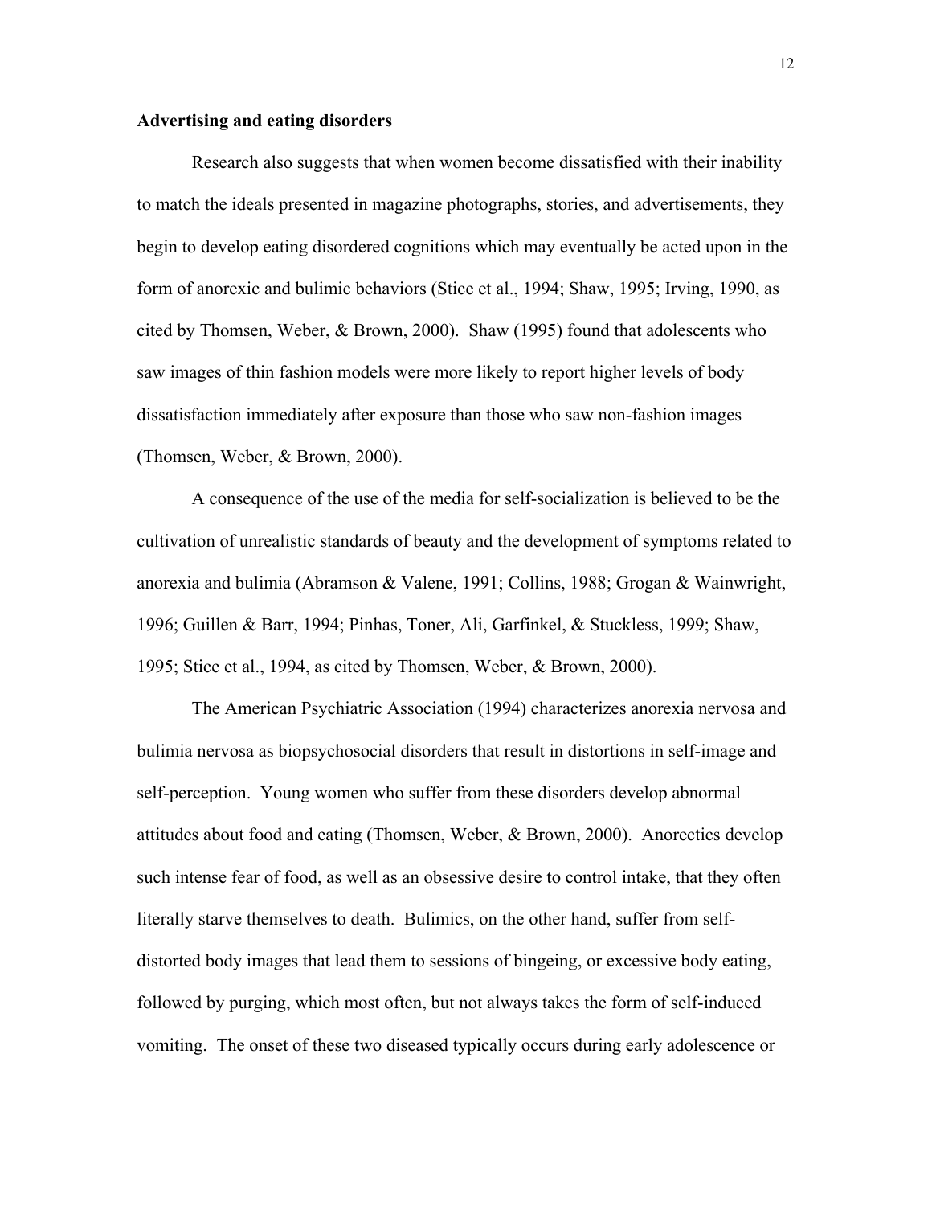**Advertising and eating disorders**

Research also suggests that when women become dissatisfied with their inability to match the ideals presented in magazine photographs, stories, and advertisements, they begin to develop eating disordered cognitions which may eventually be acted upon in the form of anorexic and bulimic behaviors (Stice et al., 1994; Shaw, 1995; Irving, 1990, as cited by Thomsen, Weber, & Brown, 2000). Shaw (1995) found that adolescents who saw images of thin fashion models were more likely to report higher levels of body dissatisfaction immediately after exposure than those who saw non-fashion images (Thomsen, Weber, & Brown, 2000).

A consequence of the use of the media for self-socialization is believed to be the cultivation of unrealistic standards of beauty and the development of symptoms related to anorexia and bulimia (Abramson & Valene, 1991; Collins, 1988; Grogan & Wainwright, 1996; Guillen & Barr, 1994; Pinhas, Toner, Ali, Garfinkel, & Stuckless, 1999; Shaw, 1995; Stice et al., 1994, as cited by Thomsen, Weber, & Brown, 2000).

The American Psychiatric Association (1994) characterizes anorexia nervosa and bulimia nervosa as biopsychosocial disorders that result in distortions in self-image and self-perception. Young women who suffer from these disorders develop abnormal attitudes about food and eating (Thomsen, Weber, & Brown, 2000). Anorectics develop such intense fear of food, as well as an obsessive desire to control intake, that they often literally starve themselves to death. Bulimics, on the other hand, suffer from self-distorted body images that lead them to sessions of bingeing, or excessive body eating, followed by purging, which most often, but not always takes the form of self-induced vomiting. The onset of these two diseased typically occurs during early adolescence or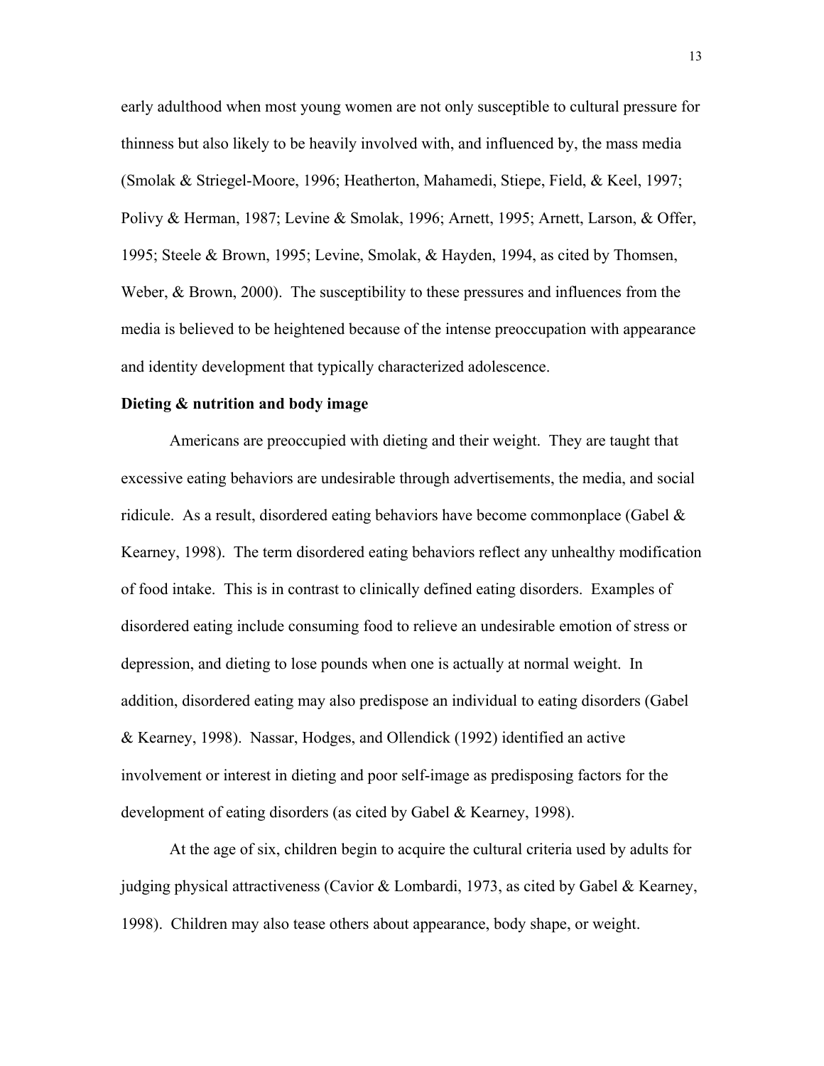early adulthood when most young women are not only susceptible to cultural pressure for thinness but also likely to be heavily involved with, and influenced by, the mass media (Smolak & Striegel-Moore, 1996; Heatherton, Mahamedi, Stiepe, Field, & Keel, 1997; Polivy & Herman, 1987; Levine & Smolak, 1996; Arnett, 1995; Arnett, Larson, & Offer, 1995; Steele & Brown, 1995; Levine, Smolak, & Hayden, 1994, as cited by Thomsen, Weber, & Brown, 2000). The susceptibility to these pressures and influences from the media is believed to be heightened because of the intense preoccupation with appearance and identity development that typically characterized adolescence.

**Dieting & nutrition and body image**

Americans are preoccupied with dieting and their weight. They are taught that excessive eating behaviors are undesirable through advertisements, the media, and social ridicule. As a result, disordered eating behaviors have become commonplace (Gabel & Kearney, 1998). The term disordered eating behaviors reflect any unhealthy modification of food intake. This is in contrast to clinically defined eating disorders. Examples of disordered eating include consuming food to relieve an undesirable emotion of stress or depression, and dieting to lose pounds when one is actually at normal weight. In addition, disordered eating may also predispose an individual to eating disorders (Gabel & Kearney, 1998). Nassar, Hodges, and Ollendick (1992) identified an active involvement or interest in dieting and poor self-image as predisposing factors for the development of eating disorders (as cited by Gabel & Kearney, 1998).

At the age of six, children begin to acquire the cultural criteria used by adults for judging physical attractiveness (Cavior & Lombardi, 1973, as cited by Gabel & Kearney, 1998). Children may also tease others about appearance, body shape, or weight.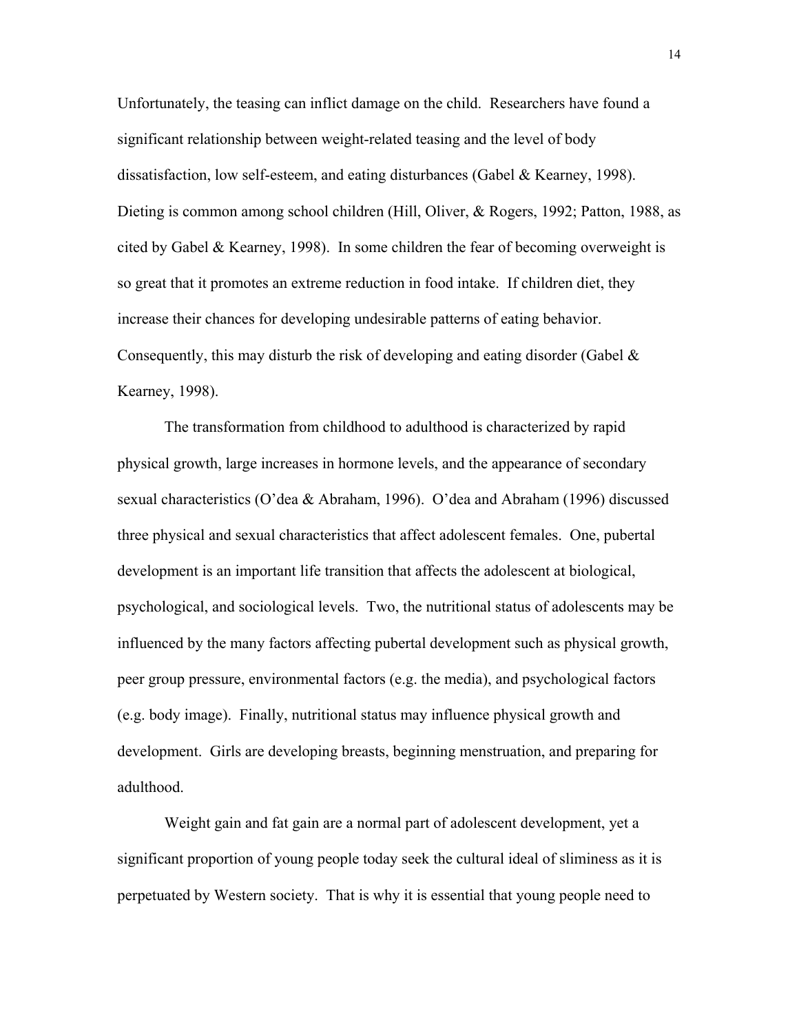Unfortunately, the teasing can inflict damage on the child. Researchers have found a significant relationship between weight-related teasing and the level of body dissatisfaction, low self-esteem, and eating disturbances (Gabel & Kearney, 1998). Dieting is common among school children (Hill, Oliver, & Rogers, 1992; Patton, 1988, as cited by Gabel & Kearney, 1998). In some children the fear of becoming overweight is so great that it promotes an extreme reduction in food intake. If children diet, they increase their chances for developing undesirable patterns of eating behavior. Consequently, this may disturb the risk of developing and eating disorder (Gabel & Kearney, 1998).

The transformation from childhood to adulthood is characterized by rapid physical growth, large increases in hormone levels, and the appearance of secondary sexual characteristics (O'dea & Abraham, 1996). O'dea and Abraham (1996) discussed three physical and sexual characteristics that affect adolescent females. One, pubertal development is an important life transition that affects the adolescent at biological, psychological, and sociological levels. Two, the nutritional status of adolescents may be influenced by the many factors affecting pubertal development such as physical growth, peer group pressure, environmental factors (e.g. the media), and psychological factors (e.g. body image). Finally, nutritional status may influence physical growth and development. Girls are developing breasts, beginning menstruation, and preparing for adulthood.

Weight gain and fat gain are a normal part of adolescent development, yet a significant proportion of young people today seek the cultural ideal of sliminess as it is perpetuated by Western society. That is why it is essential that young people need to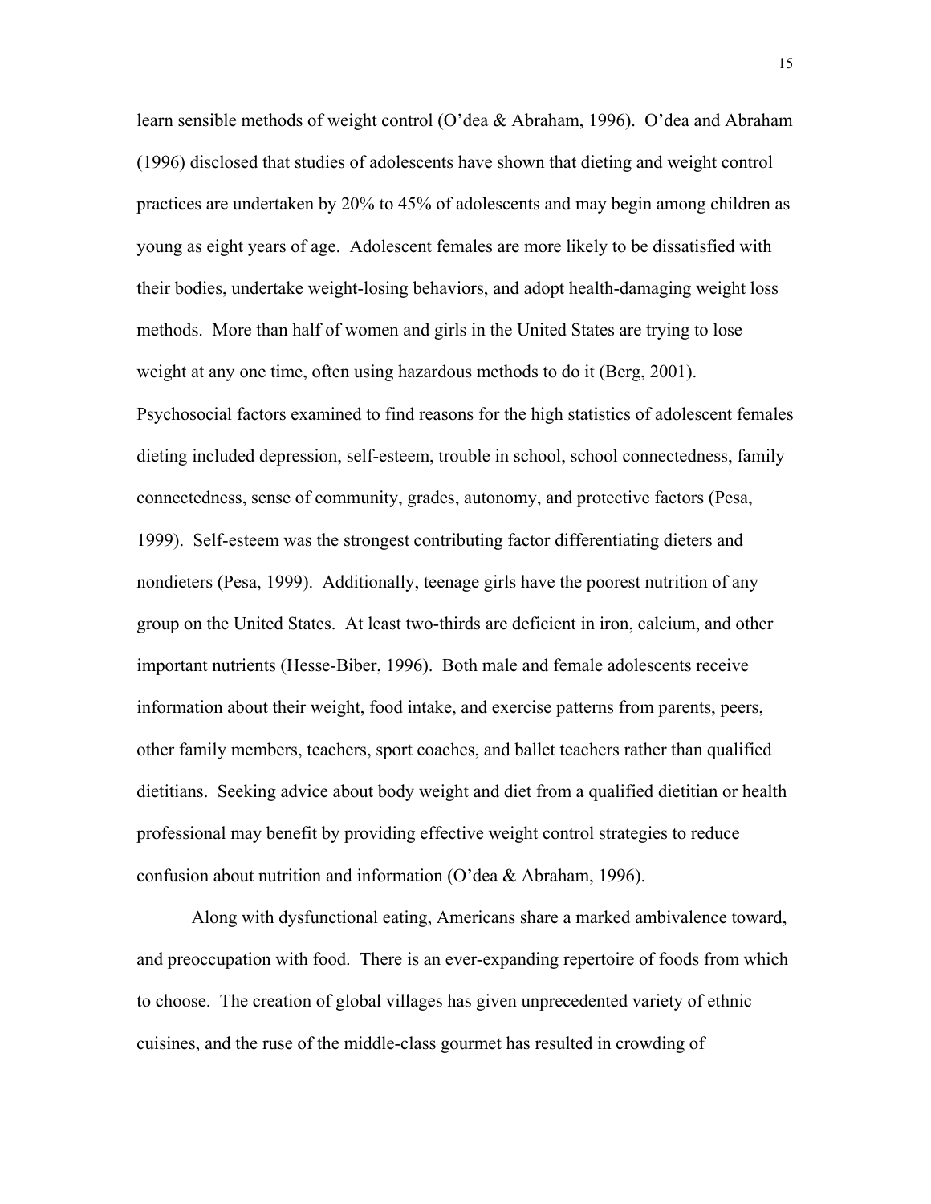learn sensible methods of weight control (O'dea & Abraham, 1996). O'dea and Abraham (1996) disclosed that studies of adolescents have shown that dieting and weight control practices are undertaken by 20% to 45% of adolescents and may begin among children as young as eight years of age. Adolescent females are more likely to be dissatisfied with their bodies, undertake weight-losing behaviors, and adopt health-damaging weight loss methods. More than half of women and girls in the United States are trying to lose weight at any one time, often using hazardous methods to do it (Berg, 2001). Psychosocial factors examined to find reasons for the high statistics of adolescent females dieting included depression, self-esteem, trouble in school, school connectedness, family connectedness, sense of community, grades, autonomy, and protective factors (Pesa, 1999). Self-esteem was the strongest contributing factor differentiating dieters and nondieters (Pesa, 1999). Additionally, teenage girls have the poorest nutrition of any group on the United States. At least two-thirds are deficient in iron, calcium, and other important nutrients (Hesse-Biber, 1996). Both male and female adolescents receive information about their weight, food intake, and exercise patterns from parents, peers, other family members, teachers, sport coaches, and ballet teachers rather than qualified dietitians. Seeking advice about body weight and diet from a qualified dietitian or health professional may benefit by providing effective weight control strategies to reduce confusion about nutrition and information (O'dea & Abraham, 1996).

Along with dysfunctional eating, Americans share a marked ambivalence toward, and preoccupation with food. There is an ever-expanding repertoire of foods from which to choose. The creation of global villages has given unprecedented variety of ethnic cuisines, and the ruse of the middle-class gourmet has resulted in crowding of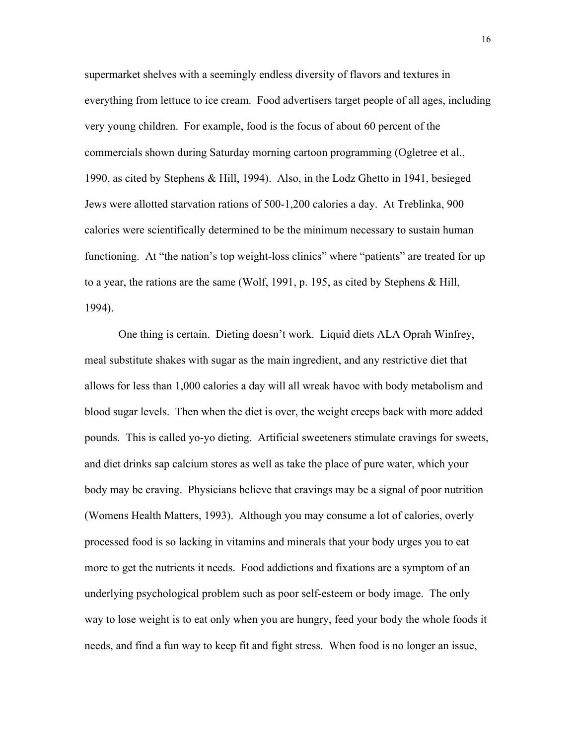supermarket shelves with a seemingly endless diversity of flavors and textures in everything from lettuce to ice cream. Food advertisers target people of all ages, including very young children. For example, food is the focus of about 60 percent of the commercials shown during Saturday morning cartoon programming (Ogletree et al., 1990, as cited by Stephens & Hill, 1994). Also, in the Lodz Ghetto in 1941, besieged Jews were allotted starvation rations of 500-1,200 calories a day. At Treblinka, 900 calories were scientifically determined to be the minimum necessary to sustain human functioning. At "the nation's top weight-loss clinics" where "patients" are treated for up to a year, the rations are the same (Wolf, 1991, p. 195, as cited by Stephens & Hill, 1994).

One thing is certain. Dieting doesn't work. Liquid diets ALA Oprah Winfrey, meal substitute shakes with sugar as the main ingredient, and any restrictive diet that allows for less than 1,000 calories a day will all wreak havoc with body metabolism and blood sugar levels. Then when the diet is over, the weight creeps back with more added pounds. This is called yo-yo dieting. Artificial sweeteners stimulate cravings for sweets, and diet drinks sap calcium stores as well as take the place of pure water, which your body may be craving. Physicians believe that cravings may be a signal of poor nutrition (Womens Health Matters, 1993). Although you may consume a lot of calories, overly processed food is so lacking in vitamins and minerals that your body urges you to eat more to get the nutrients it needs. Food addictions and fixations are a symptom of an underlying psychological problem such as poor self-esteem or body image. The only way to lose weight is to eat only when you are hungry, feed your body the whole foods it needs, and find a fun way to keep fit and fight stress. When food is no longer an issue,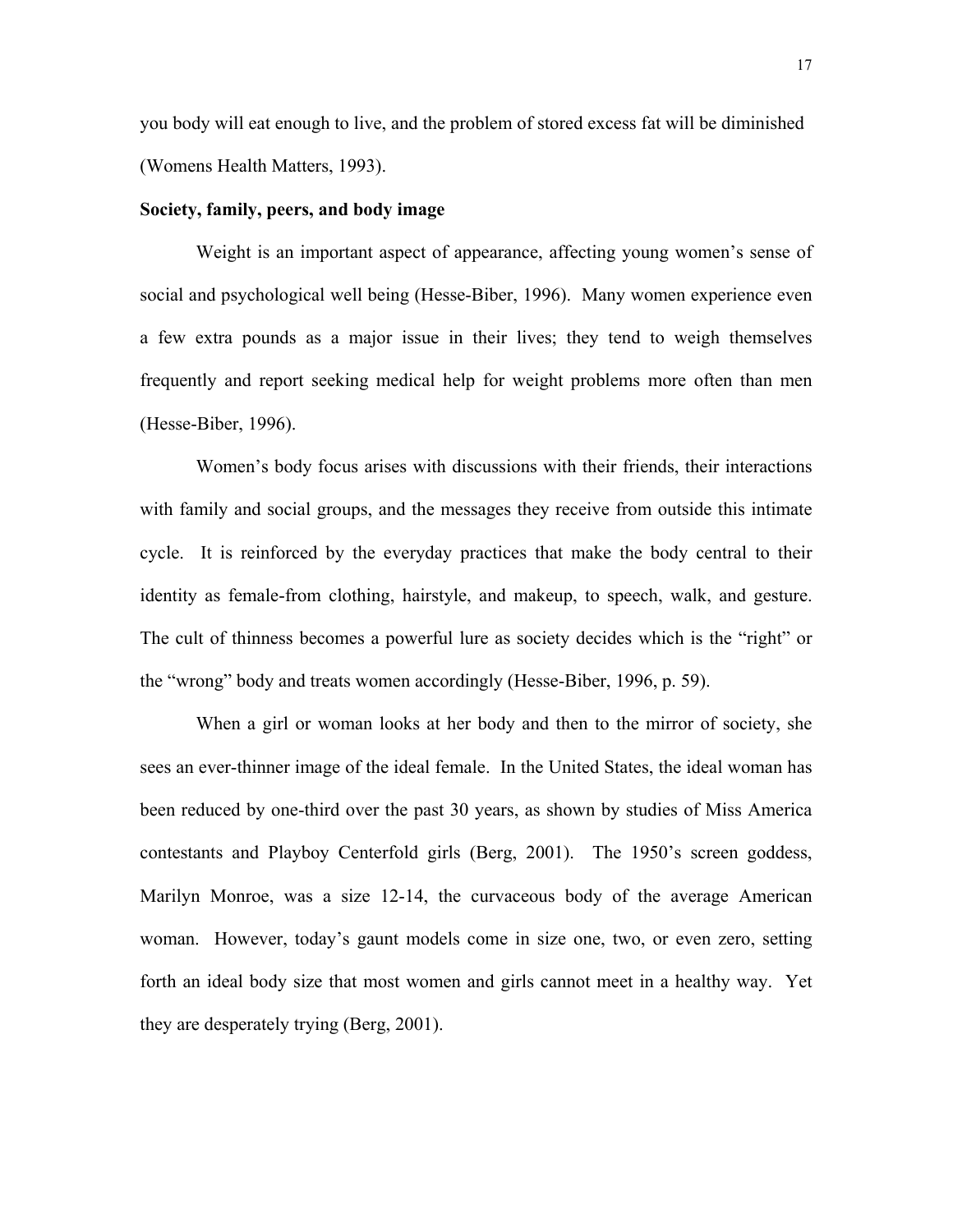you body will eat enough to live, and the problem of stored excess fat will be diminished (Womens Health Matters, 1993).

**Society, family, peers, and body image**

Weight is an important aspect of appearance, affecting young women's sense of social and psychological well being (Hesse-Biber, 1996). Many women experience even a few extra pounds as a major issue in their lives; they tend to weigh themselves frequently and report seeking medical help for weight problems more often than men (Hesse-Biber, 1996).

Women's body focus arises with discussions with their friends, their interactions with family and social groups, and the messages they receive from outside this intimate cycle. It is reinforced by the everyday practices that make the body central to their identity as female-from clothing, hairstyle, and makeup, to speech, walk, and gesture. The cult of thinness becomes a powerful lure as society decides which is the "right" or the "wrong" body and treats women accordingly (Hesse-Biber, 1996, p. 59).

When a girl or woman looks at her body and then to the mirror of society, she sees an ever-thinner image of the ideal female. In the United States, the ideal woman has been reduced by one-third over the past 30 years, as shown by studies of Miss America contestants and Playboy Centerfold girls (Berg, 2001). The 1950's screen goddess, Marilyn Monroe, was a size 12-14, the curvaceous body of the average American woman. However, today's gaunt models come in size one, two, or even zero, setting forth an ideal body size that most women and girls cannot meet in a healthy way. Yet they are desperately trying (Berg, 2001).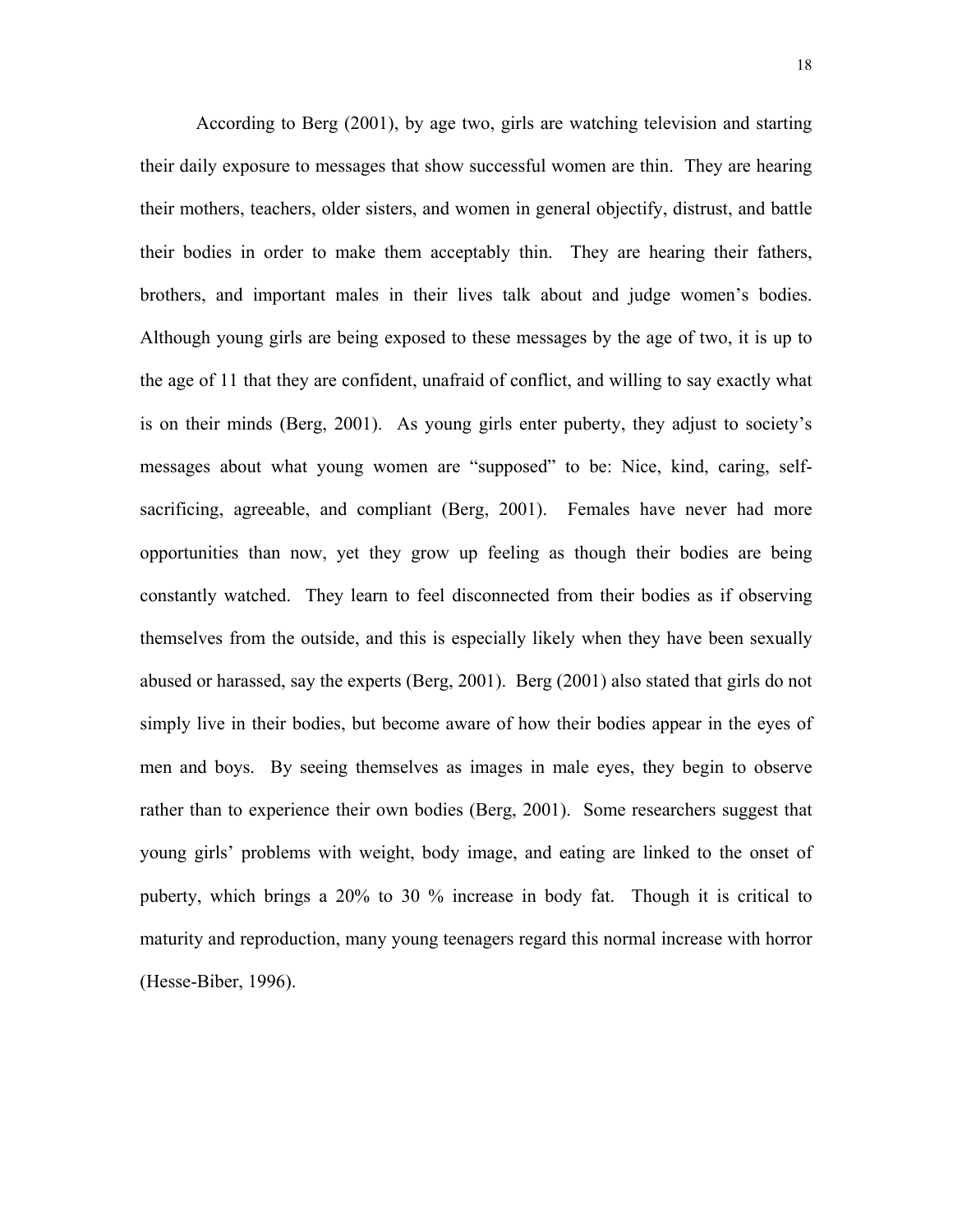According to Berg (2001), by age two, girls are watching television and starting their daily exposure to messages that show successful women are thin. They are hearing their mothers, teachers, older sisters, and women in general objectify, distrust, and battle their bodies in order to make them acceptably thin. They are hearing their fathers, brothers, and important males in their lives talk about and judge women's bodies. Although young girls are being exposed to these messages by the age of two, it is up to the age of 11 that they are confident, unafraid of conflict, and willing to say exactly what is on their minds (Berg, 2001). As young girls enter puberty, they adjust to society's messages about what young women are "supposed" to be: Nice, kind, caring, self-sacrificing, agreeable, and compliant (Berg, 2001). Females have never had more opportunities than now, yet they grow up feeling as though their bodies are being constantly watched. They learn to feel disconnected from their bodies as if observing themselves from the outside, and this is especially likely when they have been sexually abused or harassed, say the experts (Berg, 2001). Berg (2001) also stated that girls do not simply live in their bodies, but become aware of how their bodies appear in the eyes of men and boys. By seeing themselves as images in male eyes, they begin to observe rather than to experience their own bodies (Berg, 2001). Some researchers suggest that young girls' problems with weight, body image, and eating are linked to the onset of puberty, which brings a 20% to 30 % increase in body fat. Though it is critical to maturity and reproduction, many young teenagers regard this normal increase with horror (Hesse-Biber, 1996).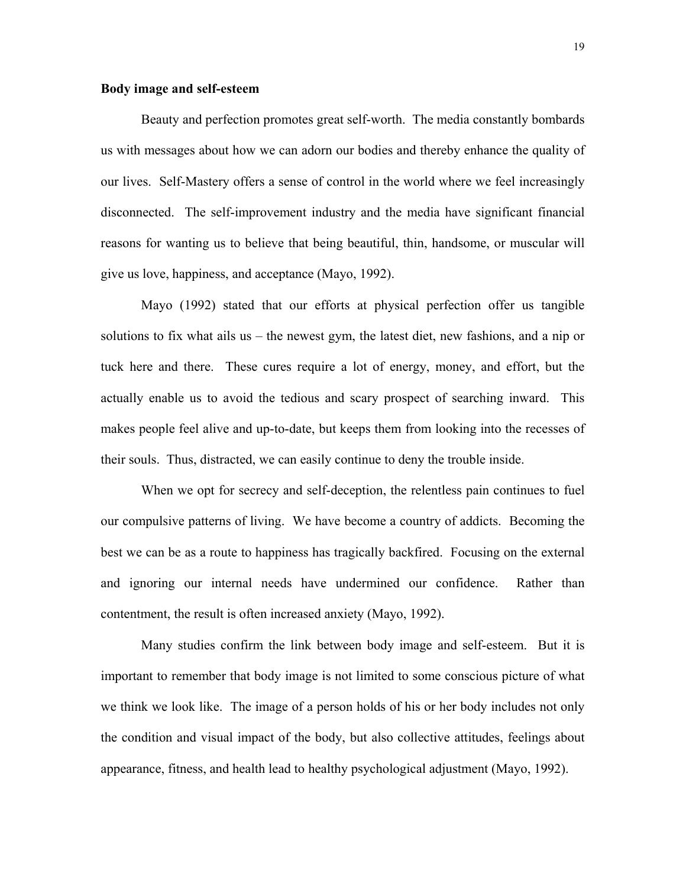**Body image and self-esteem**

Beauty and perfection promotes great self-worth. The media constantly bombards us with messages about how we can adorn our bodies and thereby enhance the quality of our lives. Self-Mastery offers a sense of control in the world where we feel increasingly disconnected. The self-improvement industry and the media have significant financial reasons for wanting us to believe that being beautiful, thin, handsome, or muscular will give us love, happiness, and acceptance (Mayo, 1992).

Mayo (1992) stated that our efforts at physical perfection offer us tangible solutions to fix what ails us – the newest gym, the latest diet, new fashions, and a nip or tuck here and there. These cures require a lot of energy, money, and effort, but the actually enable us to avoid the tedious and scary prospect of searching inward. This makes people feel alive and up-to-date, but keeps them from looking into the recesses of their souls. Thus, distracted, we can easily continue to deny the trouble inside.

When we opt for secrecy and self-deception, the relentless pain continues to fuel our compulsive patterns of living. We have become a country of addicts. Becoming the best we can be as a route to happiness has tragically backfired. Focusing on the external and ignoring our internal needs have undermined our confidence. Rather than contentment, the result is often increased anxiety (Mayo, 1992).

Many studies confirm the link between body image and self-esteem. But it is important to remember that body image is not limited to some conscious picture of what we think we look like. The image of a person holds of his or her body includes not only the condition and visual impact of the body, but also collective attitudes, feelings about appearance, fitness, and health lead to healthy psychological adjustment (Mayo, 1992).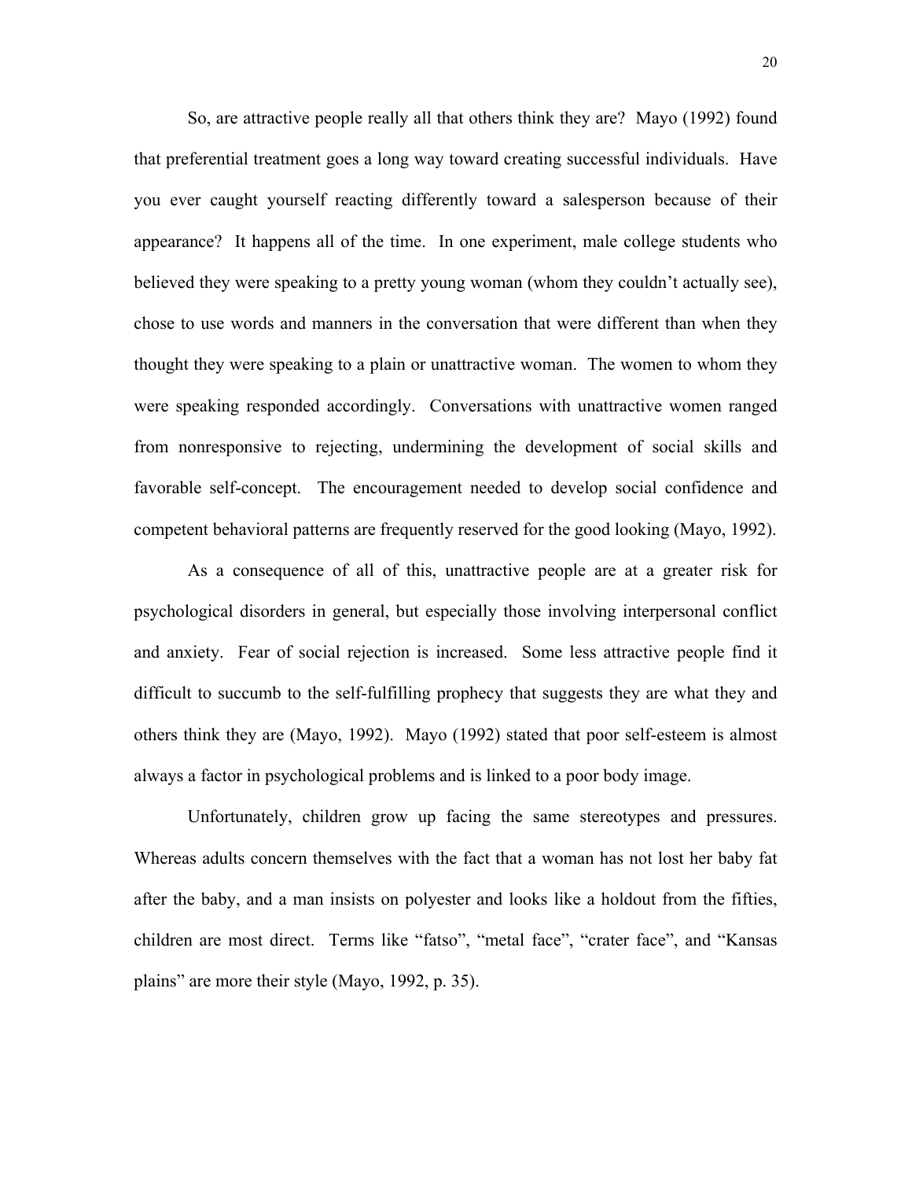So, are attractive people really all that others think they are? Mayo (1992) found that preferential treatment goes a long way toward creating successful individuals. Have you ever caught yourself reacting differently toward a salesperson because of their appearance? It happens all of the time. In one experiment, male college students who believed they were speaking to a pretty young woman (whom they couldn't actually see), chose to use words and manners in the conversation that were different than when they thought they were speaking to a plain or unattractive woman. The women to whom they were speaking responded accordingly. Conversations with unattractive women ranged from nonresponsive to rejecting, undermining the development of social skills and favorable self-concept. The encouragement needed to develop social confidence and competent behavioral patterns are frequently reserved for the good looking (Mayo, 1992).

As a consequence of all of this, unattractive people are at a greater risk for psychological disorders in general, but especially those involving interpersonal conflict and anxiety. Fear of social rejection is increased. Some less attractive people find it difficult to succumb to the self-fulfilling prophecy that suggests they are what they and others think they are (Mayo, 1992). Mayo (1992) stated that poor self-esteem is almost always a factor in psychological problems and is linked to a poor body image.

Unfortunately, children grow up facing the same stereotypes and pressures. Whereas adults concern themselves with the fact that a woman has not lost her baby fat after the baby, and a man insists on polyester and looks like a holdout from the fifties, children are most direct. Terms like "fatso", "metal face", "crater face", and "Kansas plains" are more their style (Mayo, 1992, p. 35).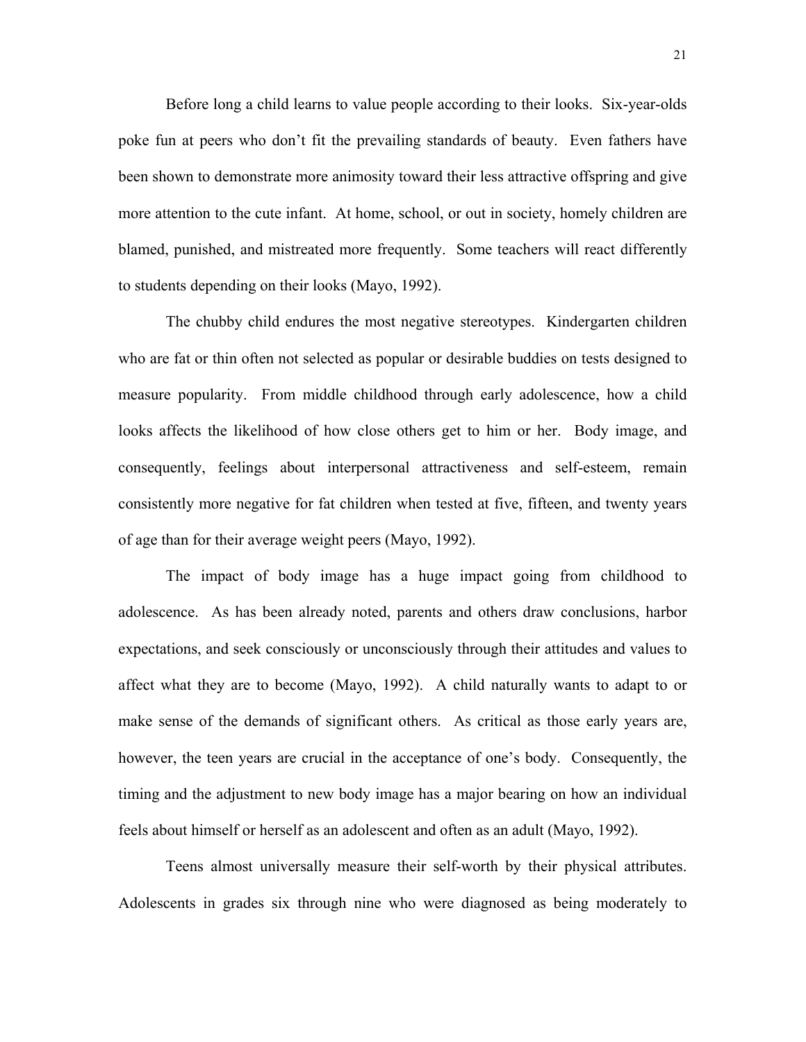Before long a child learns to value people according to their looks. Six-year-olds poke fun at peers who don't fit the prevailing standards of beauty. Even fathers have been shown to demonstrate more animosity toward their less attractive offspring and give more attention to the cute infant. At home, school, or out in society, homely children are blamed, punished, and mistreated more frequently. Some teachers will react differently to students depending on their looks (Mayo, 1992).

The chubby child endures the most negative stereotypes. Kindergarten children who are fat or thin often not selected as popular or desirable buddies on tests designed to measure popularity. From middle childhood through early adolescence, how a child looks affects the likelihood of how close others get to him or her. Body image, and consequently, feelings about interpersonal attractiveness and self-esteem, remain consistently more negative for fat children when tested at five, fifteen, and twenty years of age than for their average weight peers (Mayo, 1992).

The impact of body image has a huge impact going from childhood to adolescence. As has been already noted, parents and others draw conclusions, harbor expectations, and seek consciously or unconsciously through their attitudes and values to affect what they are to become (Mayo, 1992). A child naturally wants to adapt to or make sense of the demands of significant others. As critical as those early years are, however, the teen years are crucial in the acceptance of one's body. Consequently, the timing and the adjustment to new body image has a major bearing on how an individual feels about himself or herself as an adolescent and often as an adult (Mayo, 1992).

Teens almost universally measure their self-worth by their physical attributes. Adolescents in grades six through nine who were diagnosed as being moderately to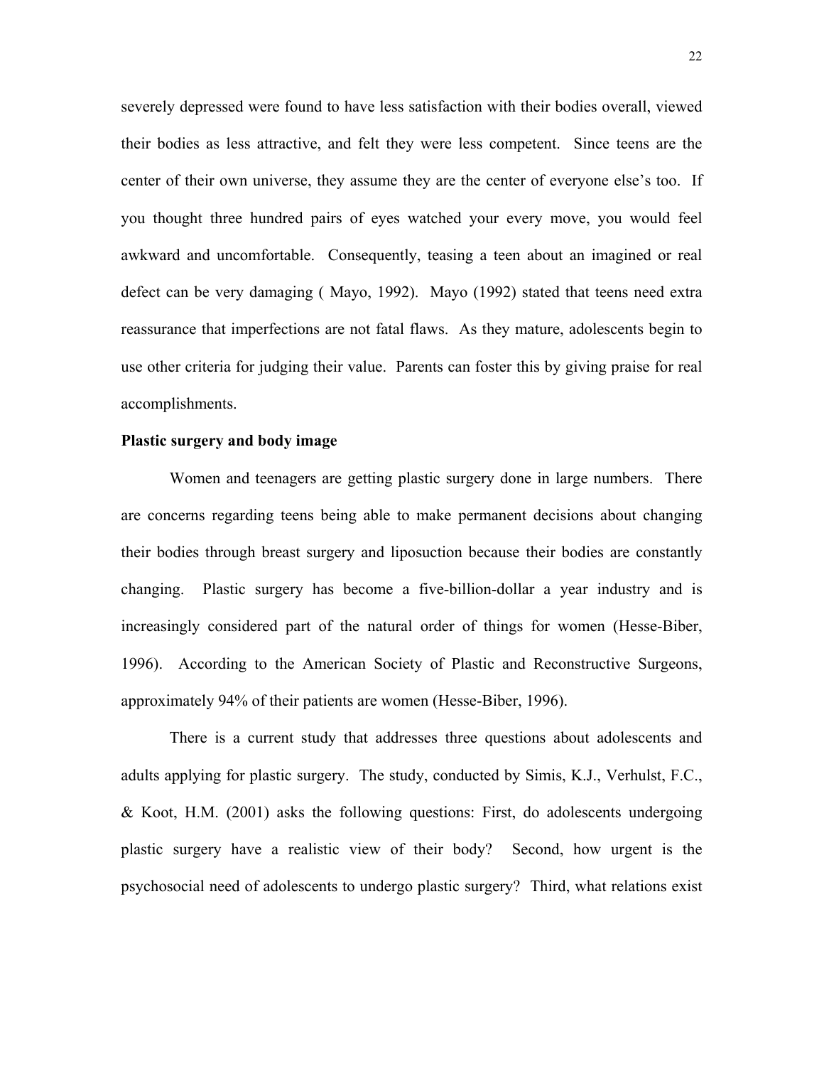severely depressed were found to have less satisfaction with their bodies overall, viewed their bodies as less attractive, and felt they were less competent. Since teens are the center of their own universe, they assume they are the center of everyone else's too. If you thought three hundred pairs of eyes watched your every move, you would feel awkward and uncomfortable. Consequently, teasing a teen about an imagined or real defect can be very damaging ( Mayo, 1992). Mayo (1992) stated that teens need extra reassurance that imperfections are not fatal flaws. As they mature, adolescents begin to use other criteria for judging their value. Parents can foster this by giving praise for real accomplishments.

**Plastic surgery and body image**

Women and teenagers are getting plastic surgery done in large numbers. There are concerns regarding teens being able to make permanent decisions about changing their bodies through breast surgery and liposuction because their bodies are constantly changing. Plastic surgery has become a five-billion-dollar a year industry and is increasingly considered part of the natural order of things for women (Hesse-Biber, 1996). According to the American Society of Plastic and Reconstructive Surgeons, approximately 94% of their patients are women (Hesse-Biber, 1996).

There is a current study that addresses three questions about adolescents and adults applying for plastic surgery. The study, conducted by Simis, K.J., Verhulst, F.C., & Koot, H.M. (2001) asks the following questions: First, do adolescents undergoing plastic surgery have a realistic view of their body? Second, how urgent is the psychosocial need of adolescents to undergo plastic surgery? Third, what relations exist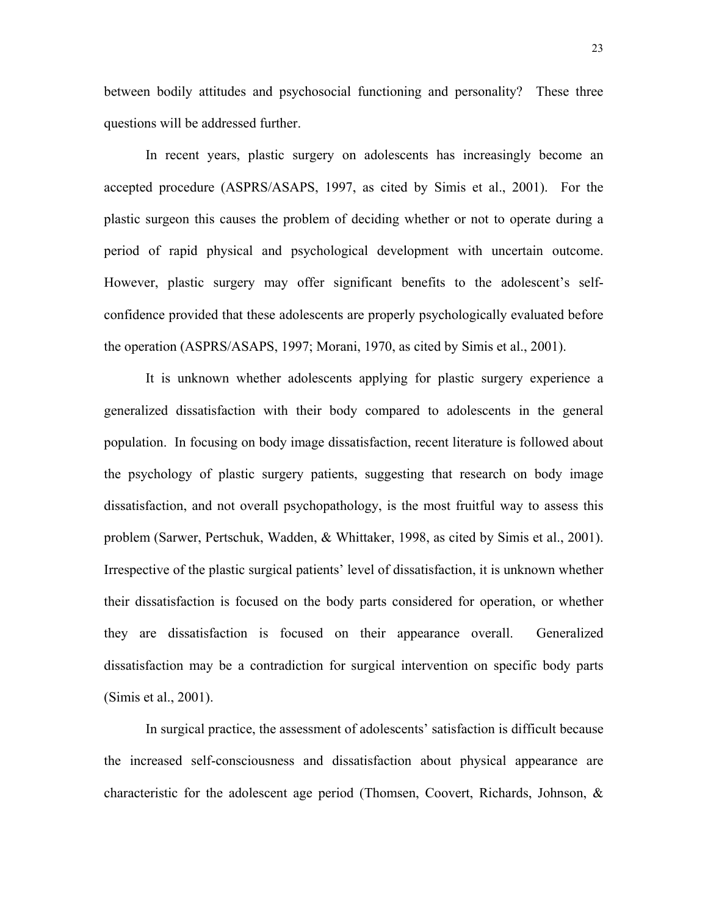between bodily attitudes and psychosocial functioning and personality? These three questions will be addressed further.

In recent years, plastic surgery on adolescents has increasingly become an accepted procedure (ASPRS/ASAPS, 1997, as cited by Simis et al., 2001). For the plastic surgeon this causes the problem of deciding whether or not to operate during a period of rapid physical and psychological development with uncertain outcome. However, plastic surgery may offer significant benefits to the adolescent's self-confidence provided that these adolescents are properly psychologically evaluated before the operation (ASPRS/ASAPS, 1997; Morani, 1970, as cited by Simis et al., 2001).

It is unknown whether adolescents applying for plastic surgery experience a generalized dissatisfaction with their body compared to adolescents in the general population. In focusing on body image dissatisfaction, recent literature is followed about the psychology of plastic surgery patients, suggesting that research on body image dissatisfaction, and not overall psychopathology, is the most fruitful way to assess this problem (Sarwer, Pertschuk, Wadden, & Whittaker, 1998, as cited by Simis et al., 2001). Irrespective of the plastic surgical patients' level of dissatisfaction, it is unknown whether their dissatisfaction is focused on the body parts considered for operation, or whether they are dissatisfaction is focused on their appearance overall. Generalized dissatisfaction may be a contradiction for surgical intervention on specific body parts (Simis et al., 2001).

In surgical practice, the assessment of adolescents' satisfaction is difficult because the increased self-consciousness and dissatisfaction about physical appearance are characteristic for the adolescent age period (Thomsen, Coovert, Richards, Johnson, &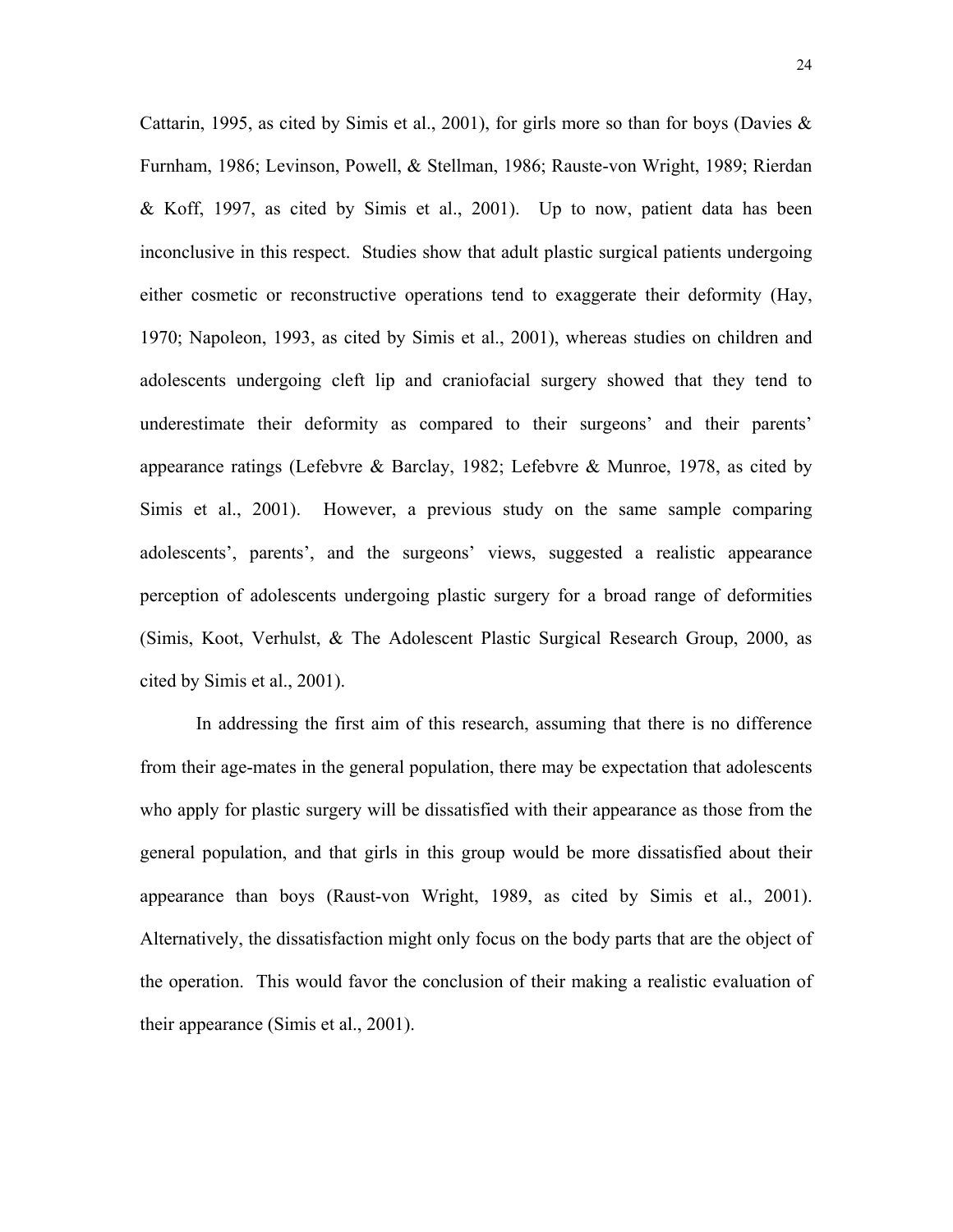Cattarin, 1995, as cited by Simis et al., 2001), for girls more so than for boys (Davies & Furnham, 1986; Levinson, Powell, & Stellman, 1986; Rauste-von Wright, 1989; Rierdan & Koff, 1997, as cited by Simis et al., 2001). Up to now, patient data has been inconclusive in this respect. Studies show that adult plastic surgical patients undergoing either cosmetic or reconstructive operations tend to exaggerate their deformity (Hay, 1970; Napoleon, 1993, as cited by Simis et al., 2001), whereas studies on children and adolescents undergoing cleft lip and craniofacial surgery showed that they tend to underestimate their deformity as compared to their surgeons' and their parents' appearance ratings (Lefebvre & Barclay, 1982; Lefebvre & Munroe, 1978, as cited by Simis et al., 2001). However, a previous study on the same sample comparing adolescents', parents', and the surgeons' views, suggested a realistic appearance perception of adolescents undergoing plastic surgery for a broad range of deformities (Simis, Koot, Verhulst, & The Adolescent Plastic Surgical Research Group, 2000, as cited by Simis et al., 2001).

In addressing the first aim of this research, assuming that there is no difference from their age-mates in the general population, there may be expectation that adolescents who apply for plastic surgery will be dissatisfied with their appearance as those from the general population, and that girls in this group would be more dissatisfied about their appearance than boys (Raust-von Wright, 1989, as cited by Simis et al., 2001). Alternatively, the dissatisfaction might only focus on the body parts that are the object of the operation. This would favor the conclusion of their making a realistic evaluation of their appearance (Simis et al., 2001).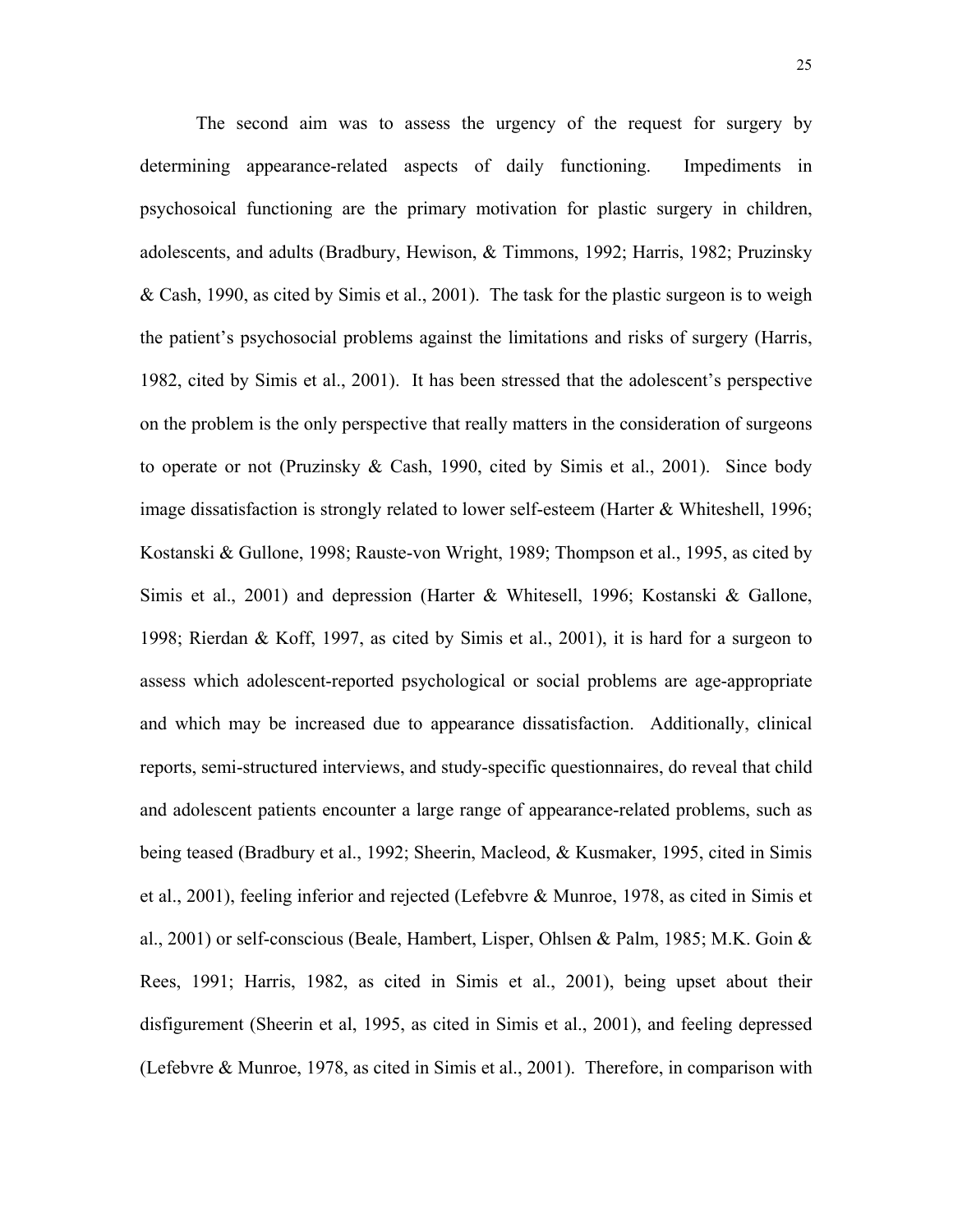The second aim was to assess the urgency of the request for surgery by determining appearance-related aspects of daily functioning. Impediments in psychosoical functioning are the primary motivation for plastic surgery in children, adolescents, and adults (Bradbury, Hewison, & Timmons, 1992; Harris, 1982; Pruzinsky & Cash, 1990, as cited by Simis et al., 2001). The task for the plastic surgeon is to weigh the patient's psychosocial problems against the limitations and risks of surgery (Harris, 1982, cited by Simis et al., 2001). It has been stressed that the adolescent's perspective on the problem is the only perspective that really matters in the consideration of surgeons to operate or not (Pruzinsky & Cash, 1990, cited by Simis et al., 2001). Since body image dissatisfaction is strongly related to lower self-esteem (Harter & Whiteshell, 1996; Kostanski & Gullone, 1998; Rauste-von Wright, 1989; Thompson et al., 1995, as cited by Simis et al., 2001) and depression (Harter & Whitesell, 1996; Kostanski & Gallone, 1998; Rierdan & Koff, 1997, as cited by Simis et al., 2001), it is hard for a surgeon to assess which adolescent-reported psychological or social problems are age-appropriate and which may be increased due to appearance dissatisfaction. Additionally, clinical reports, semi-structured interviews, and study-specific questionnaires, do reveal that child and adolescent patients encounter a large range of appearance-related problems, such as being teased (Bradbury et al., 1992; Sheerin, Macleod, & Kusmaker, 1995, cited in Simis et al., 2001), feeling inferior and rejected (Lefebvre & Munroe, 1978, as cited in Simis et al., 2001) or self-conscious (Beale, Hambert, Lisper, Ohlsen & Palm, 1985; M.K. Goin & Rees, 1991; Harris, 1982, as cited in Simis et al., 2001), being upset about their disfigurement (Sheerin et al, 1995, as cited in Simis et al., 2001), and feeling depressed (Lefebvre & Munroe, 1978, as cited in Simis et al., 2001). Therefore, in comparison with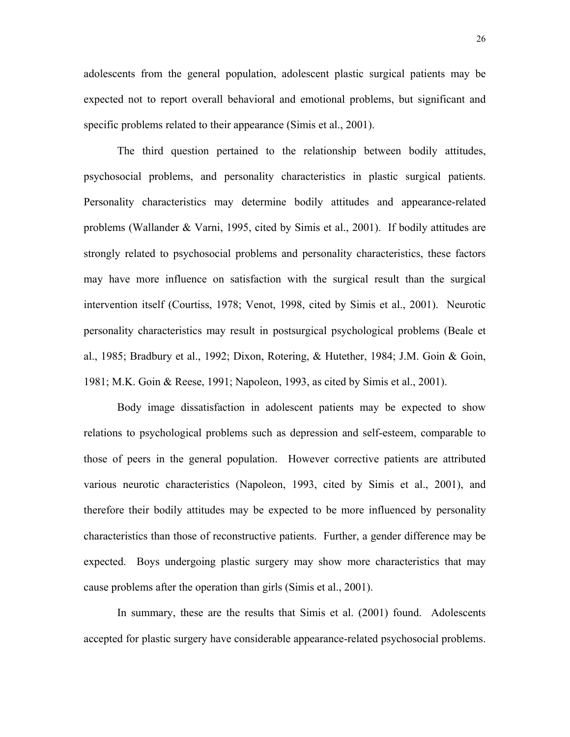adolescents from the general population, adolescent plastic surgical patients may be expected not to report overall behavioral and emotional problems, but significant and specific problems related to their appearance (Simis et al., 2001).

The third question pertained to the relationship between bodily attitudes, psychosocial problems, and personality characteristics in plastic surgical patients. Personality characteristics may determine bodily attitudes and appearance-related problems (Wallander & Varni, 1995, cited by Simis et al., 2001). If bodily attitudes are strongly related to psychosocial problems and personality characteristics, these factors may have more influence on satisfaction with the surgical result than the surgical intervention itself (Courtiss, 1978; Venot, 1998, cited by Simis et al., 2001). Neurotic personality characteristics may result in postsurgical psychological problems (Beale et al., 1985; Bradbury et al., 1992; Dixon, Rotering, & Hutether, 1984; J.M. Goin & Goin, 1981; M.K. Goin & Reese, 1991; Napoleon, 1993, as cited by Simis et al., 2001).

Body image dissatisfaction in adolescent patients may be expected to show relations to psychological problems such as depression and self-esteem, comparable to those of peers in the general population. However corrective patients are attributed various neurotic characteristics (Napoleon, 1993, cited by Simis et al., 2001), and therefore their bodily attitudes may be expected to be more influenced by personality characteristics than those of reconstructive patients. Further, a gender difference may be expected. Boys undergoing plastic surgery may show more characteristics that may cause problems after the operation than girls (Simis et al., 2001).

In summary, these are the results that Simis et al. (2001) found. Adolescents accepted for plastic surgery have considerable appearance-related psychosocial problems.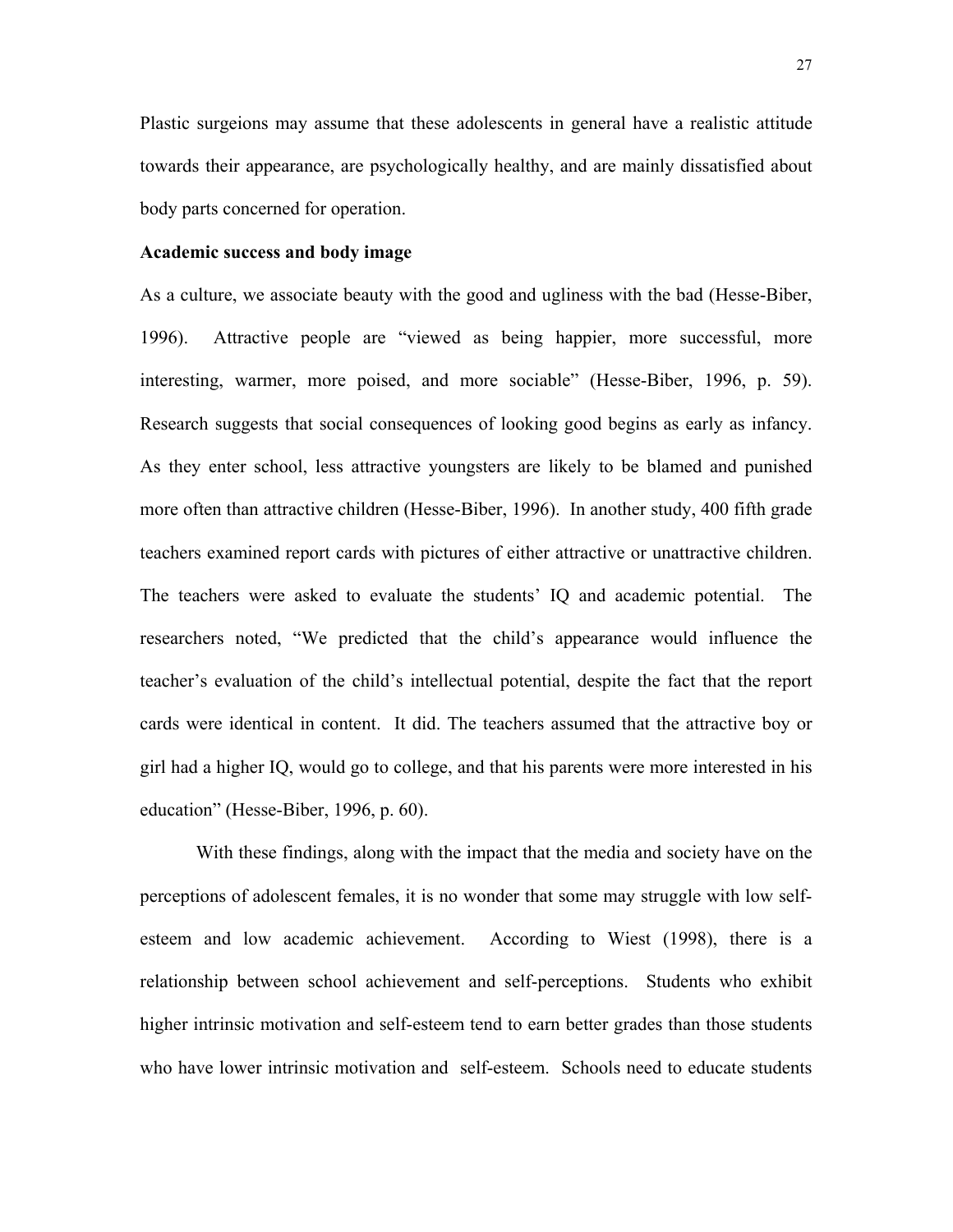Plastic surgeions may assume that these adolescents in general have a realistic attitude towards their appearance, are psychologically healthy, and are mainly dissatisfied about body parts concerned for operation.

**Academic success and body image**

As a culture, we associate beauty with the good and ugliness with the bad (Hesse-Biber, 1996). Attractive people are "viewed as being happier, more successful, more interesting, warmer, more poised, and more sociable" (Hesse-Biber, 1996, p. 59). Research suggests that social consequences of looking good begins as early as infancy. As they enter school, less attractive youngsters are likely to be blamed and punished more often than attractive children (Hesse-Biber, 1996). In another study, 400 fifth grade teachers examined report cards with pictures of either attractive or unattractive children. The teachers were asked to evaluate the students' IQ and academic potential. The researchers noted, "We predicted that the child's appearance would influence the teacher's evaluation of the child's intellectual potential, despite the fact that the report cards were identical in content. It did. The teachers assumed that the attractive boy or girl had a higher IQ, would go to college, and that his parents were more interested in his education" (Hesse-Biber, 1996, p. 60).

With these findings, along with the impact that the media and society have on the perceptions of adolescent females, it is no wonder that some may struggle with low self-esteem and low academic achievement. According to Wiest (1998), there is a relationship between school achievement and self-perceptions. Students who exhibit higher intrinsic motivation and self-esteem tend to earn better grades than those students who have lower intrinsic motivation and self-esteem. Schools need to educate students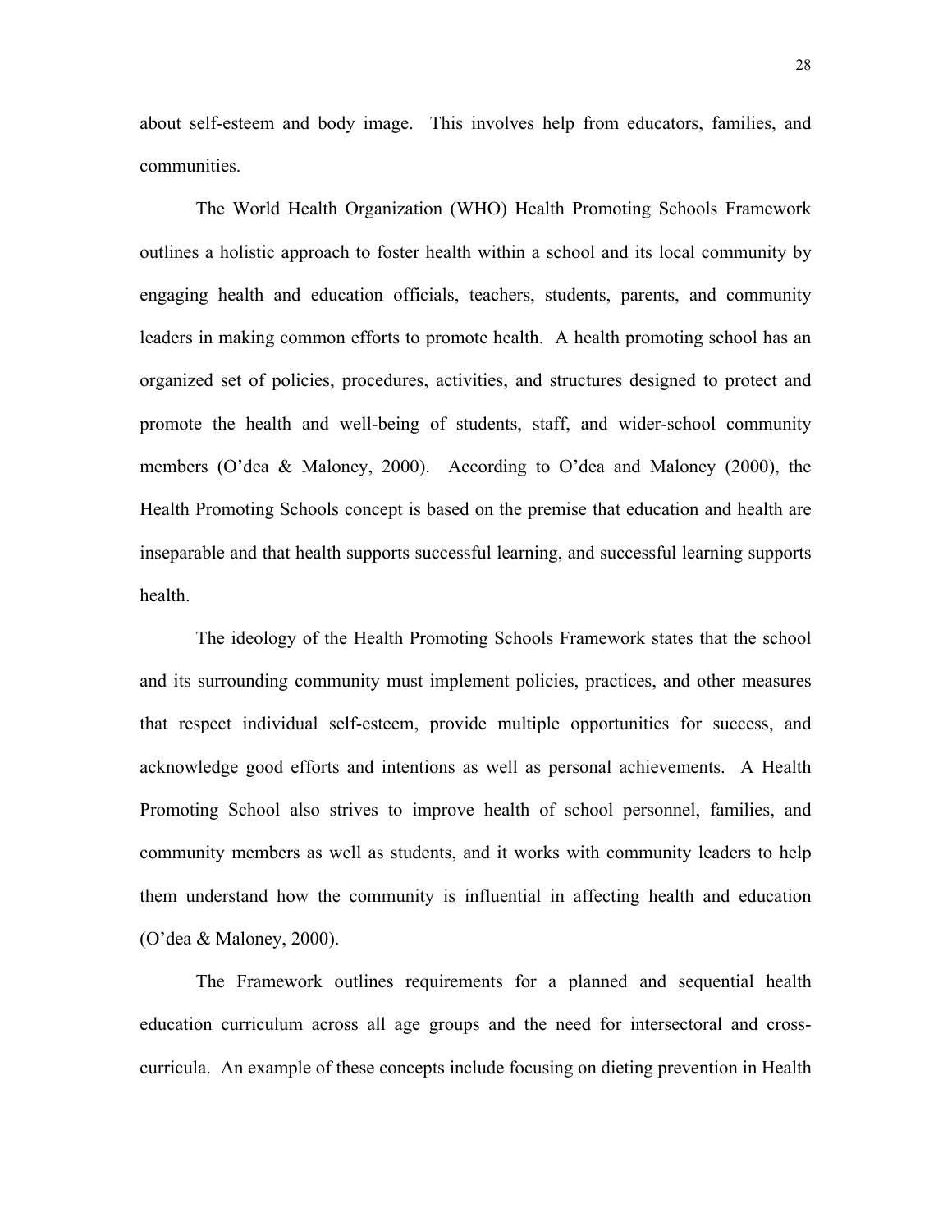about self-esteem and body image. This involves help from educators, families, and communities.

The World Health Organization (WHO) Health Promoting Schools Framework outlines a holistic approach to foster health within a school and its local community by engaging health and education officials, teachers, students, parents, and community leaders in making common efforts to promote health. A health promoting school has an organized set of policies, procedures, activities, and structures designed to protect and promote the health and well-being of students, staff, and wider-school community members (O'dea & Maloney, 2000). According to O'dea and Maloney (2000), the Health Promoting Schools concept is based on the premise that education and health are inseparable and that health supports successful learning, and successful learning supports health.

The ideology of the Health Promoting Schools Framework states that the school and its surrounding community must implement policies, practices, and other measures that respect individual self-esteem, provide multiple opportunities for success, and acknowledge good efforts and intentions as well as personal achievements. A Health Promoting School also strives to improve health of school personnel, families, and community members as well as students, and it works with community leaders to help them understand how the community is influential in affecting health and education (O'dea & Maloney, 2000).

The Framework outlines requirements for a planned and sequential health education curriculum across all age groups and the need for intersectoral and cross-curricula. An example of these concepts include focusing on dieting prevention in Health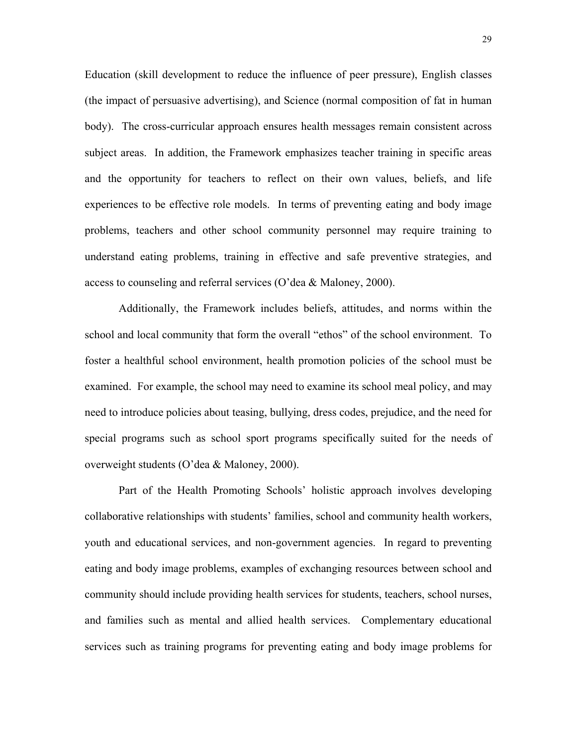Education (skill development to reduce the influence of peer pressure), English classes (the impact of persuasive advertising), and Science (normal composition of fat in human body). The cross-curricular approach ensures health messages remain consistent across subject areas. In addition, the Framework emphasizes teacher training in specific areas and the opportunity for teachers to reflect on their own values, beliefs, and life experiences to be effective role models. In terms of preventing eating and body image problems, teachers and other school community personnel may require training to understand eating problems, training in effective and safe preventive strategies, and access to counseling and referral services (O'dea & Maloney, 2000).

Additionally, the Framework includes beliefs, attitudes, and norms within the school and local community that form the overall "ethos" of the school environment. To foster a healthful school environment, health promotion policies of the school must be examined. For example, the school may need to examine its school meal policy, and may need to introduce policies about teasing, bullying, dress codes, prejudice, and the need for special programs such as school sport programs specifically suited for the needs of overweight students (O'dea & Maloney, 2000).

Part of the Health Promoting Schools' holistic approach involves developing collaborative relationships with students' families, school and community health workers, youth and educational services, and non-government agencies. In regard to preventing eating and body image problems, examples of exchanging resources between school and community should include providing health services for students, teachers, school nurses, and families such as mental and allied health services. Complementary educational services such as training programs for preventing eating and body image problems for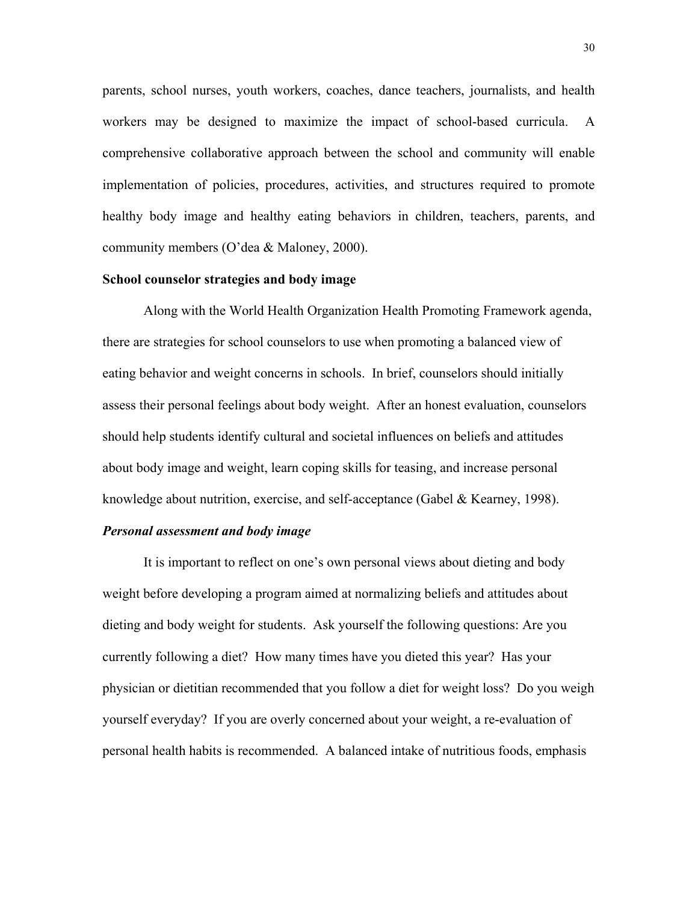parents, school nurses, youth workers, coaches, dance teachers, journalists, and health workers may be designed to maximize the impact of school-based curricula. A comprehensive collaborative approach between the school and community will enable implementation of policies, procedures, activities, and structures required to promote healthy body image and healthy eating behaviors in children, teachers, parents, and community members (O'dea & Maloney, 2000).

**School counselor strategies and body image**

Along with the World Health Organization Health Promoting Framework agenda, there are strategies for school counselors to use when promoting a balanced view of eating behavior and weight concerns in schools. In brief, counselors should initially assess their personal feelings about body weight. After an honest evaluation, counselors should help students identify cultural and societal influences on beliefs and attitudes about body image and weight, learn coping skills for teasing, and increase personal knowledge about nutrition, exercise, and self-acceptance (Gabel & Kearney, 1998).

***Personal assessment and body image***

It is important to reflect on one's own personal views about dieting and body weight before developing a program aimed at normalizing beliefs and attitudes about dieting and body weight for students. Ask yourself the following questions: Are you currently following a diet? How many times have you dieted this year? Has your physician or dietitian recommended that you follow a diet for weight loss? Do you weigh yourself everyday? If you are overly concerned about your weight, a re-evaluation of personal health habits is recommended. A balanced intake of nutritious foods, emphasis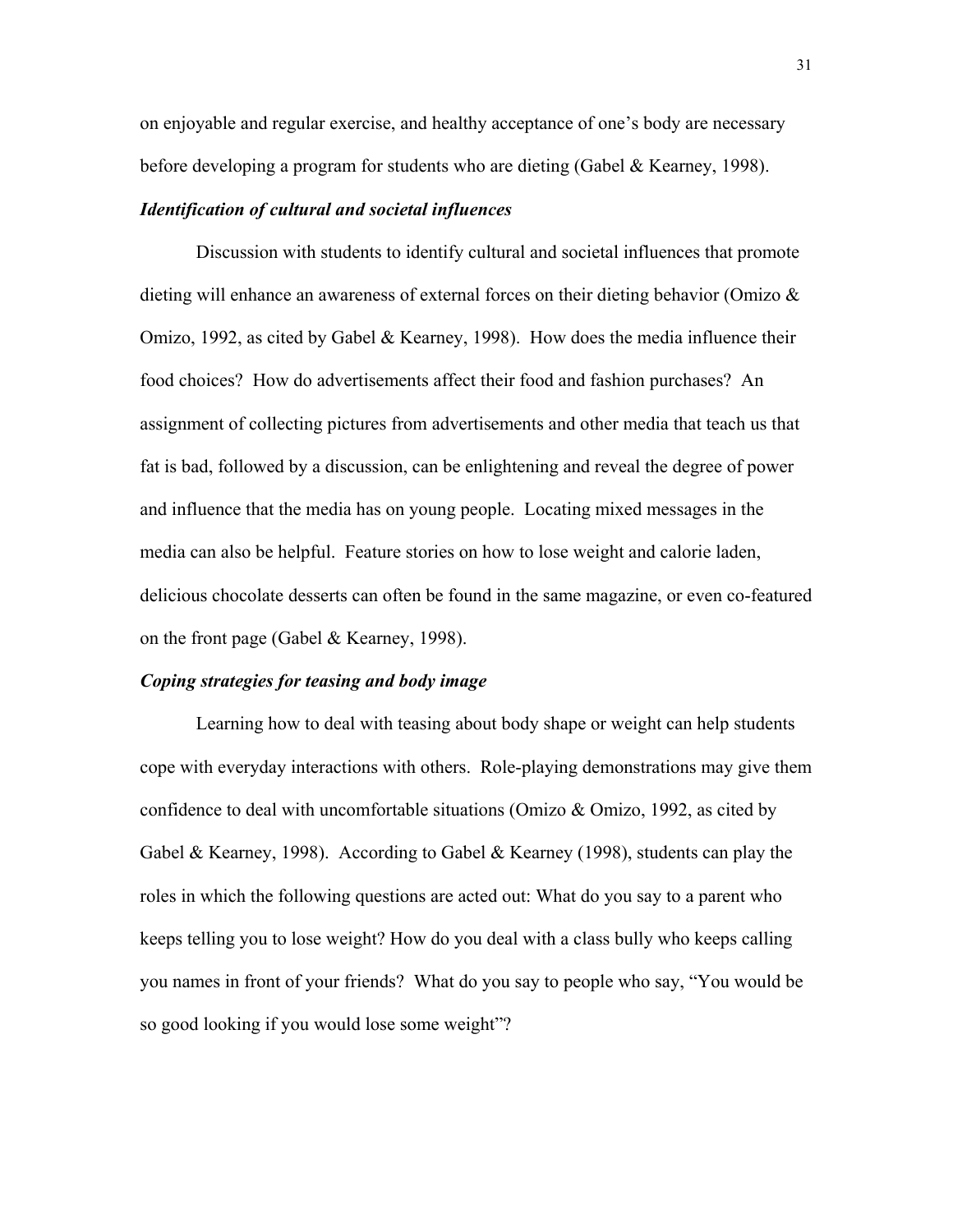on enjoyable and regular exercise, and healthy acceptance of one's body are necessary before developing a program for students who are dieting (Gabel & Kearney, 1998).

***Identification of cultural and societal influences***

Discussion with students to identify cultural and societal influences that promote dieting will enhance an awareness of external forces on their dieting behavior (Omizo & Omizo, 1992, as cited by Gabel & Kearney, 1998). How does the media influence their food choices? How do advertisements affect their food and fashion purchases? An assignment of collecting pictures from advertisements and other media that teach us that fat is bad, followed by a discussion, can be enlightening and reveal the degree of power and influence that the media has on young people. Locating mixed messages in the media can also be helpful. Feature stories on how to lose weight and calorie laden, delicious chocolate desserts can often be found in the same magazine, or even co-featured on the front page (Gabel & Kearney, 1998).

***Coping strategies for teasing and body image***

Learning how to deal with teasing about body shape or weight can help students cope with everyday interactions with others. Role-playing demonstrations may give them confidence to deal with uncomfortable situations (Omizo & Omizo, 1992, as cited by Gabel & Kearney, 1998). According to Gabel & Kearney (1998), students can play the roles in which the following questions are acted out: What do you say to a parent who keeps telling you to lose weight? How do you deal with a class bully who keeps calling you names in front of your friends? What do you say to people who say, "You would be so good looking if you would lose some weight"?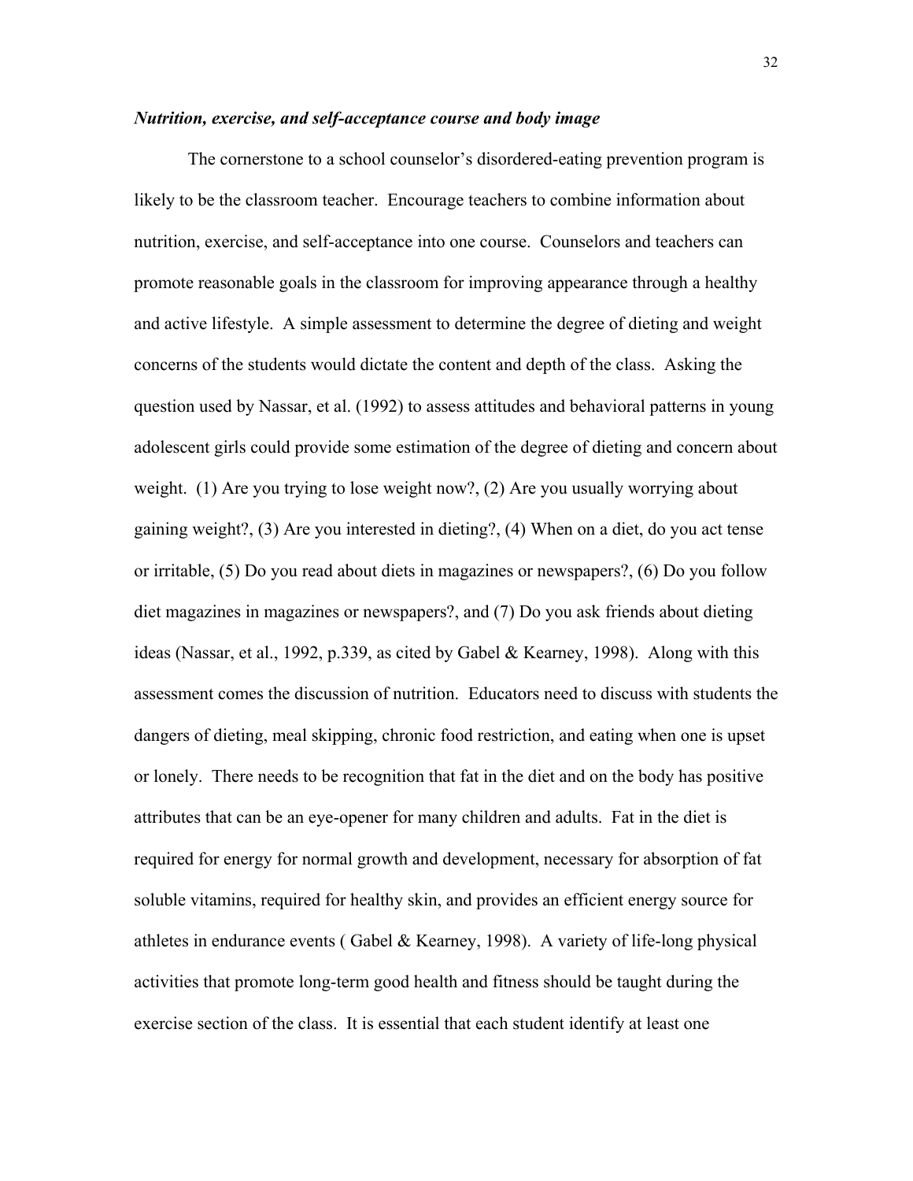***Nutrition, exercise, and self-acceptance course and body image***

The cornerstone to a school counselor's disordered-eating prevention program is likely to be the classroom teacher. Encourage teachers to combine information about nutrition, exercise, and self-acceptance into one course. Counselors and teachers can promote reasonable goals in the classroom for improving appearance through a healthy and active lifestyle. A simple assessment to determine the degree of dieting and weight concerns of the students would dictate the content and depth of the class. Asking the question used by Nassar, et al. (1992) to assess attitudes and behavioral patterns in young adolescent girls could provide some estimation of the degree of dieting and concern about weight. (1) Are you trying to lose weight now?, (2) Are you usually worrying about gaining weight?, (3) Are you interested in dieting?, (4) When on a diet, do you act tense or irritable, (5) Do you read about diets in magazines or newspapers?, (6) Do you follow diet magazines in magazines or newspapers?, and (7) Do you ask friends about dieting ideas (Nassar, et al., 1992, p.339, as cited by Gabel & Kearney, 1998). Along with this assessment comes the discussion of nutrition. Educators need to discuss with students the dangers of dieting, meal skipping, chronic food restriction, and eating when one is upset or lonely. There needs to be recognition that fat in the diet and on the body has positive attributes that can be an eye-opener for many children and adults. Fat in the diet is required for energy for normal growth and development, necessary for absorption of fat soluble vitamins, required for healthy skin, and provides an efficient energy source for athletes in endurance events ( Gabel & Kearney, 1998). A variety of life-long physical activities that promote long-term good health and fitness should be taught during the exercise section of the class. It is essential that each student identify at least one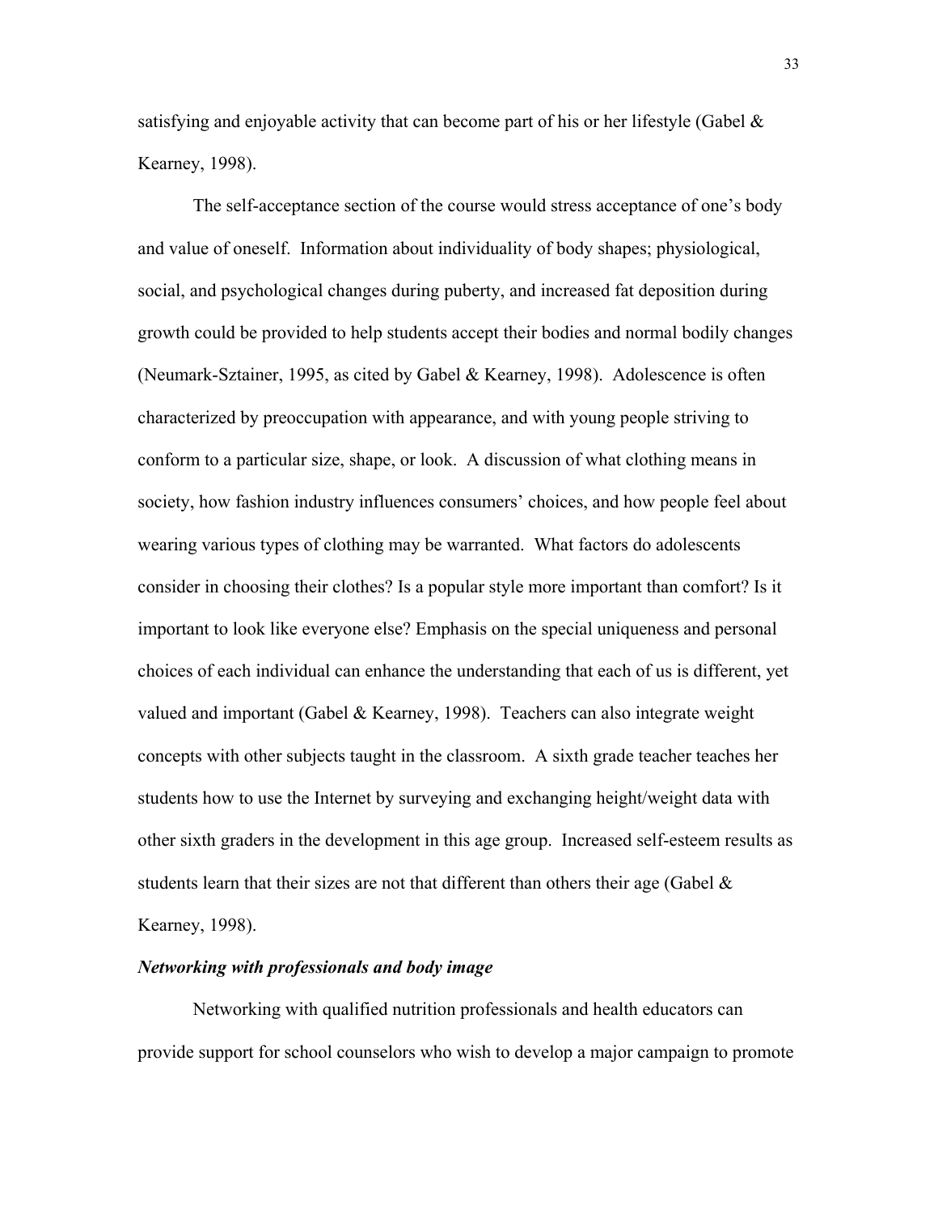satisfying and enjoyable activity that can become part of his or her lifestyle (Gabel & Kearney, 1998).

The self-acceptance section of the course would stress acceptance of one's body and value of oneself. Information about individuality of body shapes; physiological, social, and psychological changes during puberty, and increased fat deposition during growth could be provided to help students accept their bodies and normal bodily changes (Neumark-Sztainer, 1995, as cited by Gabel & Kearney, 1998). Adolescence is often characterized by preoccupation with appearance, and with young people striving to conform to a particular size, shape, or look. A discussion of what clothing means in society, how fashion industry influences consumers' choices, and how people feel about wearing various types of clothing may be warranted. What factors do adolescents consider in choosing their clothes? Is a popular style more important than comfort? Is it important to look like everyone else? Emphasis on the special uniqueness and personal choices of each individual can enhance the understanding that each of us is different, yet valued and important (Gabel & Kearney, 1998). Teachers can also integrate weight concepts with other subjects taught in the classroom. A sixth grade teacher teaches her students how to use the Internet by surveying and exchanging height/weight data with other sixth graders in the development in this age group. Increased self-esteem results as students learn that their sizes are not that different than others their age (Gabel & Kearney, 1998).

***Networking with professionals and body image***

Networking with qualified nutrition professionals and health educators can provide support for school counselors who wish to develop a major campaign to promote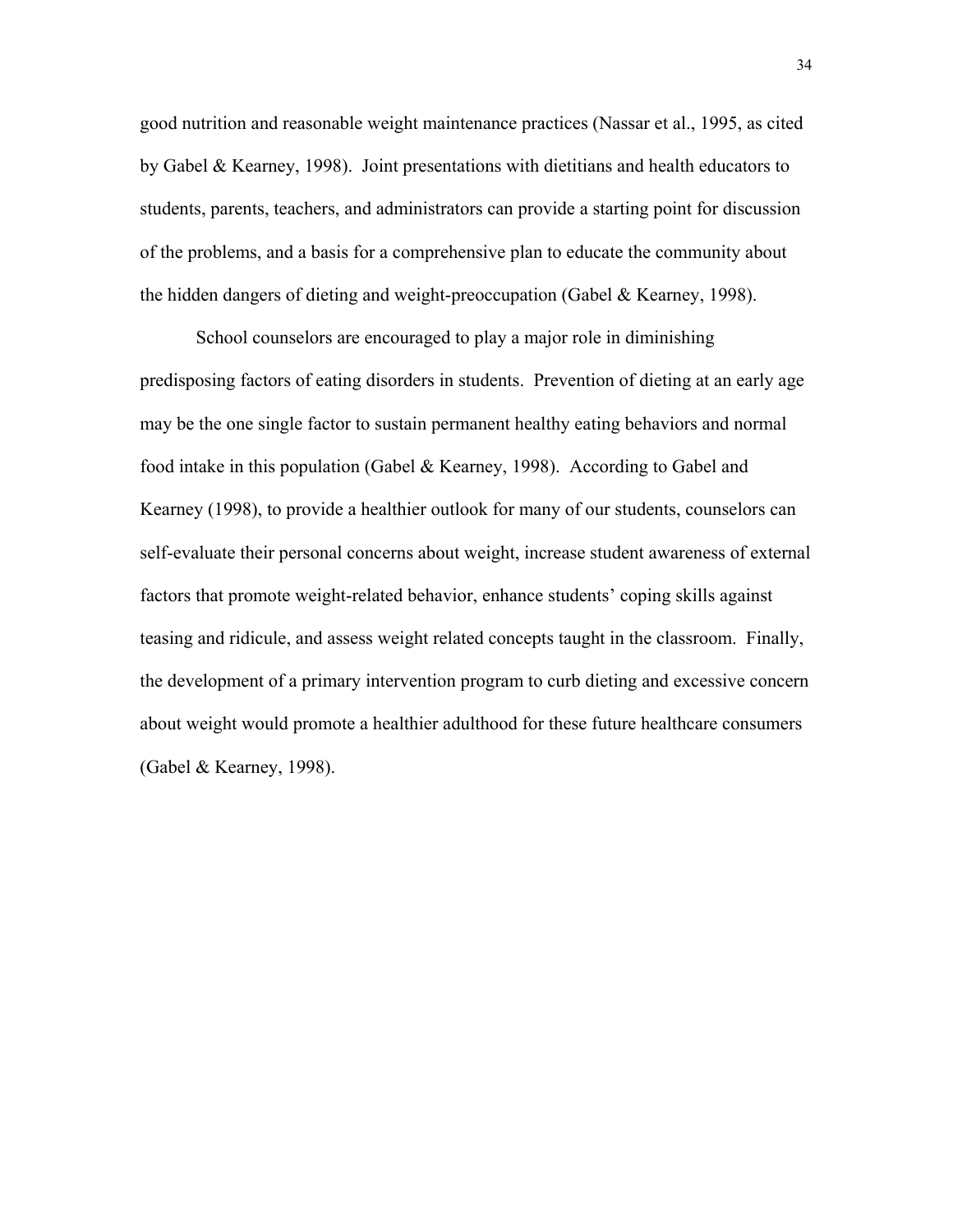good nutrition and reasonable weight maintenance practices (Nassar et al., 1995, as cited by Gabel & Kearney, 1998). Joint presentations with dietitians and health educators to students, parents, teachers, and administrators can provide a starting point for discussion of the problems, and a basis for a comprehensive plan to educate the community about the hidden dangers of dieting and weight-preoccupation (Gabel & Kearney, 1998).

School counselors are encouraged to play a major role in diminishing predisposing factors of eating disorders in students. Prevention of dieting at an early age may be the one single factor to sustain permanent healthy eating behaviors and normal food intake in this population (Gabel & Kearney, 1998). According to Gabel and Kearney (1998), to provide a healthier outlook for many of our students, counselors can self-evaluate their personal concerns about weight, increase student awareness of external factors that promote weight-related behavior, enhance students' coping skills against teasing and ridicule, and assess weight related concepts taught in the classroom. Finally, the development of a primary intervention program to curb dieting and excessive concern about weight would promote a healthier adulthood for these future healthcare consumers (Gabel & Kearney, 1998).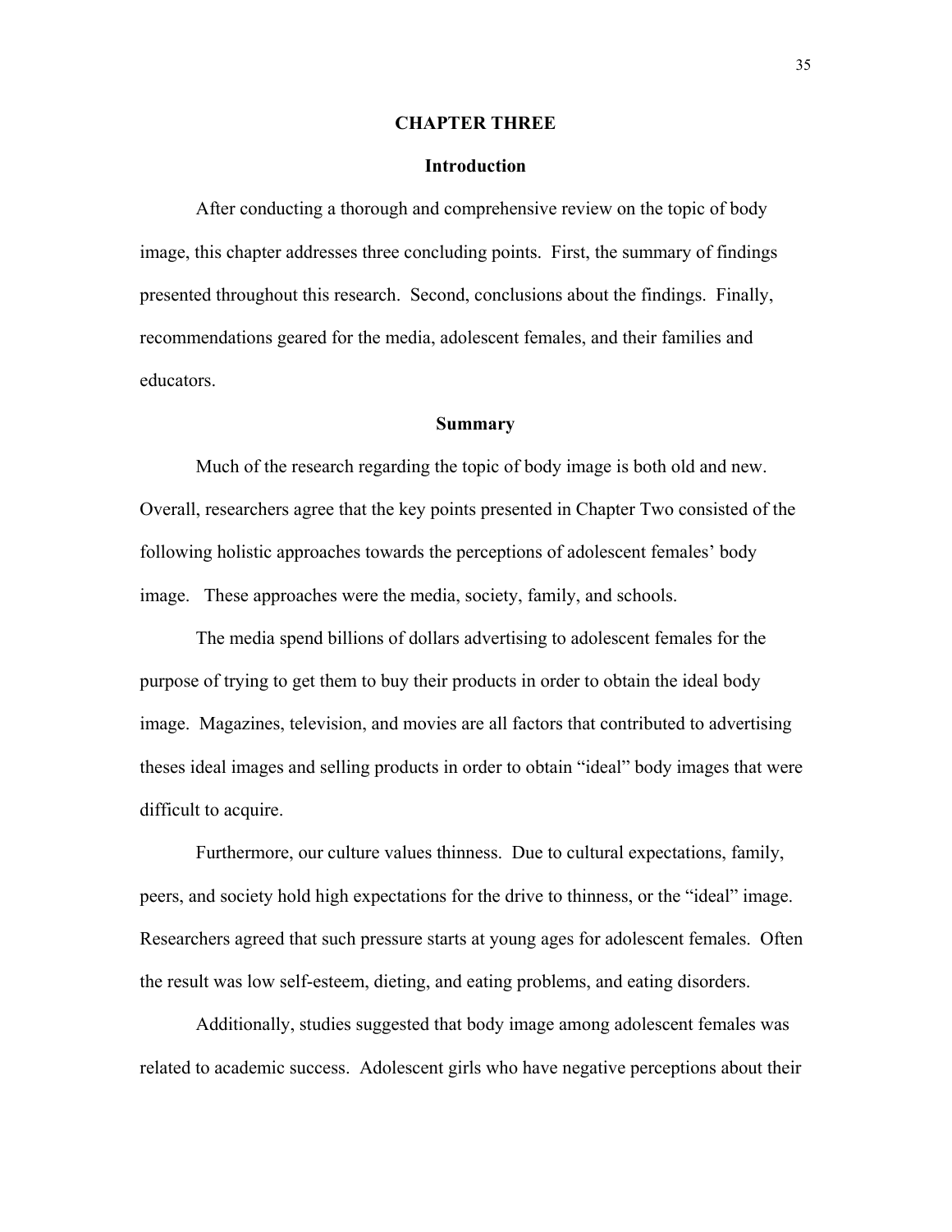# CHAPTER THREE

## Introduction

After conducting a thorough and comprehensive review on the topic of body image, this chapter addresses three concluding points. First, the summary of findings presented throughout this research. Second, conclusions about the findings. Finally, recommendations geared for the media, adolescent females, and their families and educators.

## Summary

Much of the research regarding the topic of body image is both old and new. Overall, researchers agree that the key points presented in Chapter Two consisted of the following holistic approaches towards the perceptions of adolescent females' body image. These approaches were the media, society, family, and schools.

The media spend billions of dollars advertising to adolescent females for the purpose of trying to get them to buy their products in order to obtain the ideal body image. Magazines, television, and movies are all factors that contributed to advertising theses ideal images and selling products in order to obtain "ideal" body images that were difficult to acquire.

Furthermore, our culture values thinness. Due to cultural expectations, family, peers, and society hold high expectations for the drive to thinness, or the "ideal" image. Researchers agreed that such pressure starts at young ages for adolescent females. Often the result was low self-esteem, dieting, and eating problems, and eating disorders.

Additionally, studies suggested that body image among adolescent females was related to academic success. Adolescent girls who have negative perceptions about their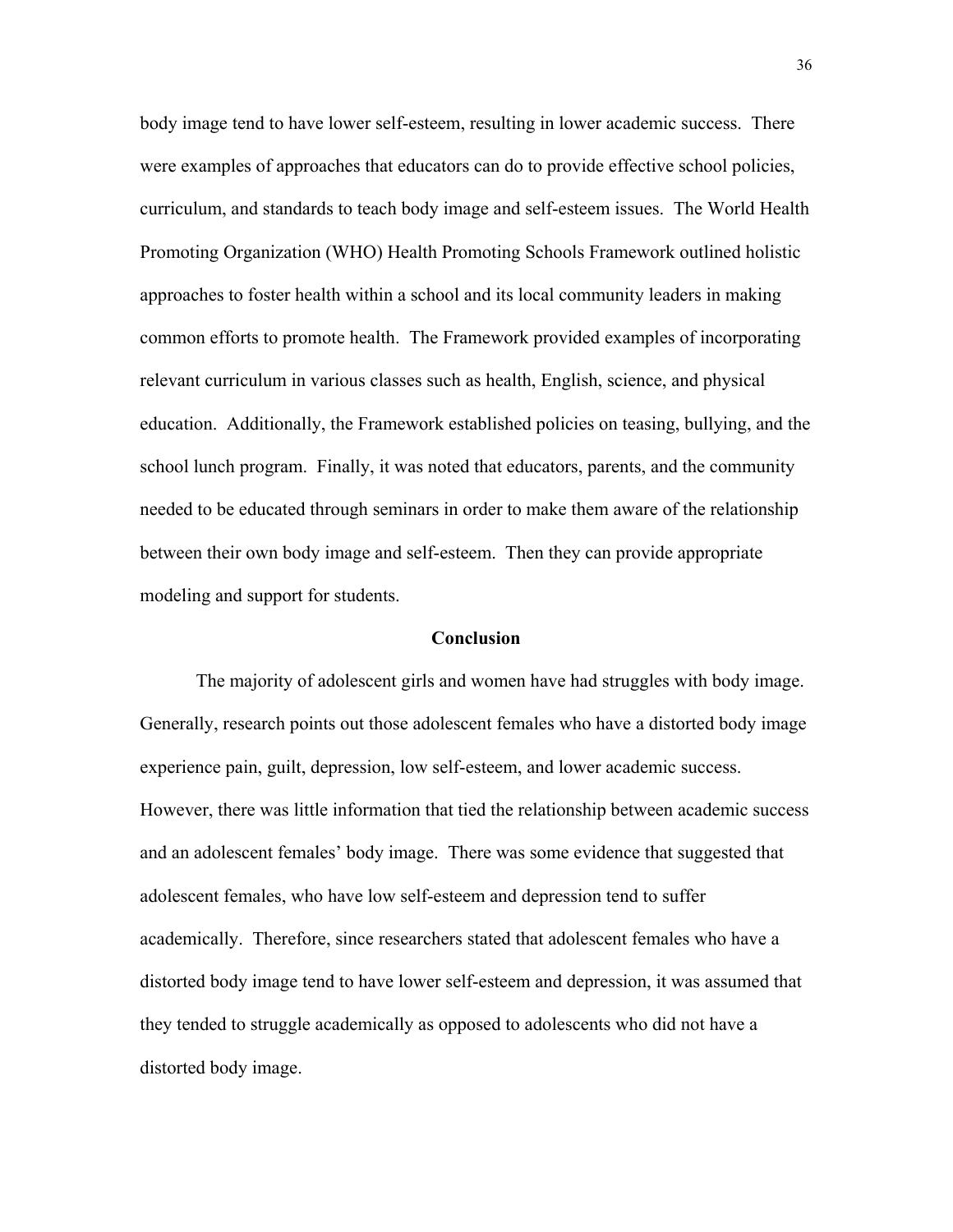body image tend to have lower self-esteem, resulting in lower academic success. There were examples of approaches that educators can do to provide effective school policies, curriculum, and standards to teach body image and self-esteem issues. The World Health Promoting Organization (WHO) Health Promoting Schools Framework outlined holistic approaches to foster health within a school and its local community leaders in making common efforts to promote health. The Framework provided examples of incorporating relevant curriculum in various classes such as health, English, science, and physical education. Additionally, the Framework established policies on teasing, bullying, and the school lunch program. Finally, it was noted that educators, parents, and the community needed to be educated through seminars in order to make them aware of the relationship between their own body image and self-esteem. Then they can provide appropriate modeling and support for students.

## Conclusion

The majority of adolescent girls and women have had struggles with body image. Generally, research points out those adolescent females who have a distorted body image experience pain, guilt, depression, low self-esteem, and lower academic success. However, there was little information that tied the relationship between academic success and an adolescent females' body image. There was some evidence that suggested that adolescent females, who have low self-esteem and depression tend to suffer academically. Therefore, since researchers stated that adolescent females who have a distorted body image tend to have lower self-esteem and depression, it was assumed that they tended to struggle academically as opposed to adolescents who did not have a distorted body image.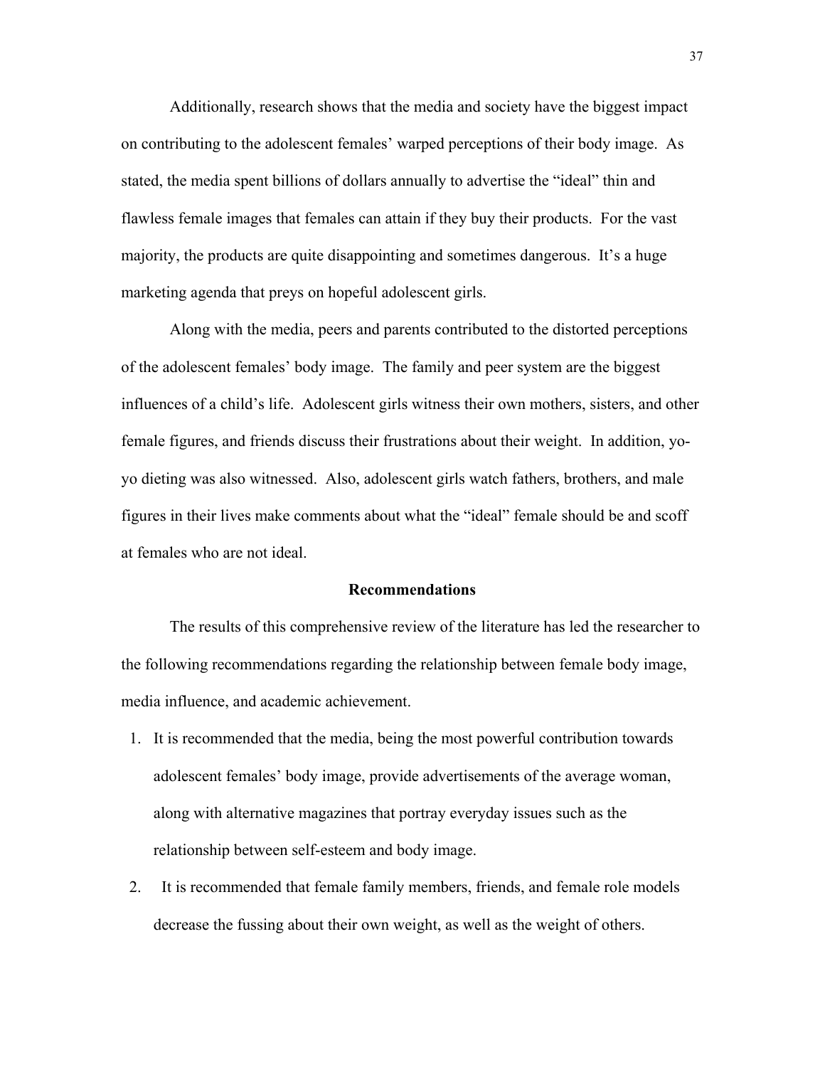Additionally, research shows that the media and society have the biggest impact on contributing to the adolescent females' warped perceptions of their body image. As stated, the media spent billions of dollars annually to advertise the "ideal" thin and flawless female images that females can attain if they buy their products. For the vast majority, the products are quite disappointing and sometimes dangerous. It's a huge marketing agenda that preys on hopeful adolescent girls.

Along with the media, peers and parents contributed to the distorted perceptions of the adolescent females' body image. The family and peer system are the biggest influences of a child's life. Adolescent girls witness their own mothers, sisters, and other female figures, and friends discuss their frustrations about their weight. In addition, yo-yo dieting was also witnessed. Also, adolescent girls watch fathers, brothers, and male figures in their lives make comments about what the "ideal" female should be and scoff at females who are not ideal.

## Recommendations

The results of this comprehensive review of the literature has led the researcher to the following recommendations regarding the relationship between female body image, media influence, and academic achievement.

1. It is recommended that the media, being the most powerful contribution towards adolescent females' body image, provide advertisements of the average woman, along with alternative magazines that portray everyday issues such as the relationship between self-esteem and body image.
2. It is recommended that female family members, friends, and female role models decrease the fussing about their own weight, as well as the weight of others.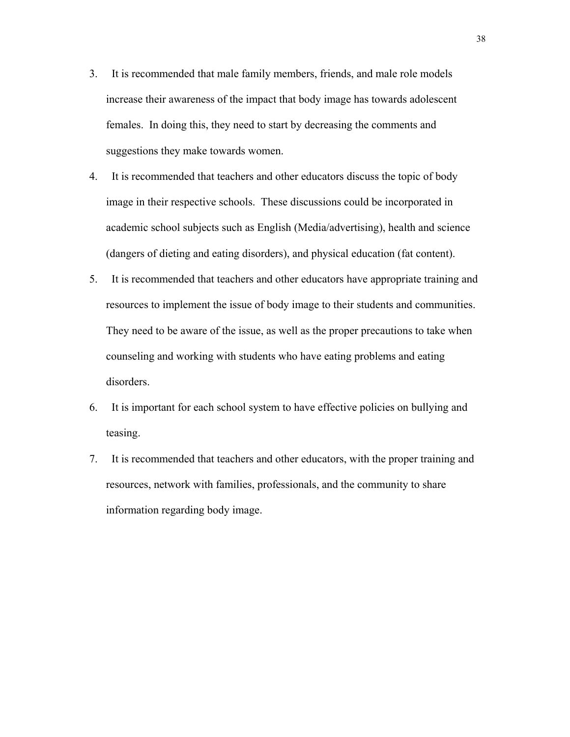3. It is recommended that male family members, friends, and male role models increase their awareness of the impact that body image has towards adolescent females. In doing this, they need to start by decreasing the comments and suggestions they make towards women.
4. It is recommended that teachers and other educators discuss the topic of body image in their respective schools. These discussions could be incorporated in academic school subjects such as English (Media/advertising), health and science (dangers of dieting and eating disorders), and physical education (fat content).
5. It is recommended that teachers and other educators have appropriate training and resources to implement the issue of body image to their students and communities. They need to be aware of the issue, as well as the proper precautions to take when counseling and working with students who have eating problems and eating disorders.
6. It is important for each school system to have effective policies on bullying and teasing.
7. It is recommended that teachers and other educators, with the proper training and resources, network with families, professionals, and the community to share information regarding body image.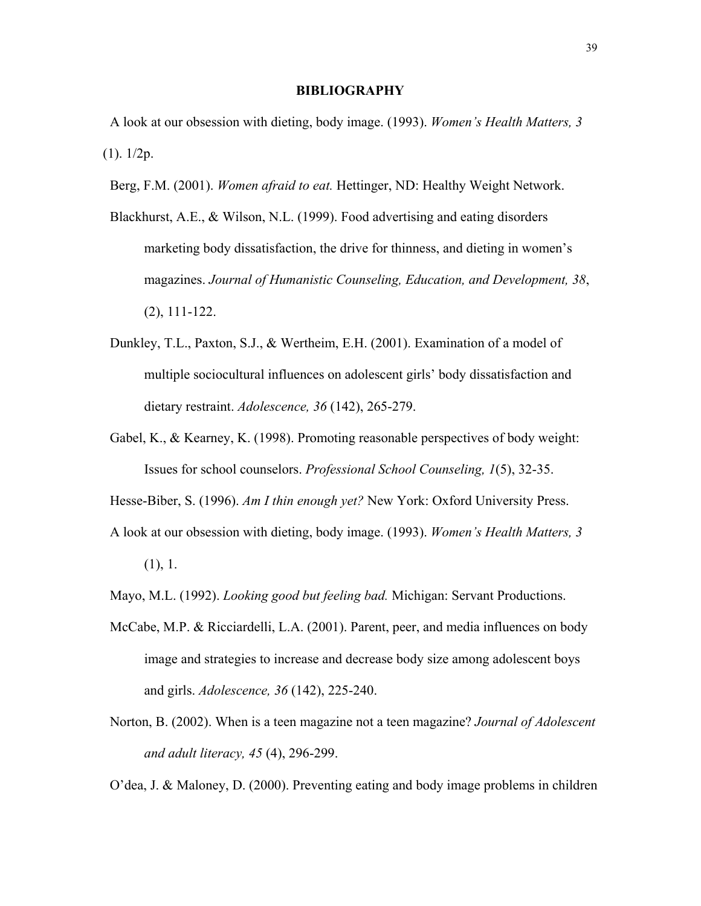## BIBLIOGRAPHY

A look at our obsession with dieting, body image. (1993). *Women's Health Matters, 3* (1). 1/2p.

Berg, F.M. (2001). *Women afraid to eat.* Hettinger, ND: Healthy Weight Network.

Blackhurst, A.E., & Wilson, N.L. (1999). Food advertising and eating disorders marketing body dissatisfaction, the drive for thinness, and dieting in women's magazines. *Journal of Humanistic Counseling, Education, and Development, 38*, (2), 111-122.

Dunkley, T.L., Paxton, S.J., & Wertheim, E.H. (2001). Examination of a model of multiple sociocultural influences on adolescent girls' body dissatisfaction and dietary restraint. *Adolescence, 36* (142), 265-279.

Gabel, K., & Kearney, K. (1998). Promoting reasonable perspectives of body weight: Issues for school counselors. *Professional School Counseling, 1*(5), 32-35.

Hesse-Biber, S. (1996). *Am I thin enough yet?* New York: Oxford University Press.

A look at our obsession with dieting, body image. (1993). *Women's Health Matters, 3* (1), 1.

Mayo, M.L. (1992). *Looking good but feeling bad.* Michigan: Servant Productions.

McCabe, M.P. & Ricciardelli, L.A. (2001). Parent, peer, and media influences on body image and strategies to increase and decrease body size among adolescent boys and girls. *Adolescence, 36* (142), 225-240.

Norton, B. (2002). When is a teen magazine not a teen magazine? *Journal of Adolescent and adult literacy, 45* (4), 296-299.

O'dea, J. & Maloney, D. (2000). Preventing eating and body image problems in children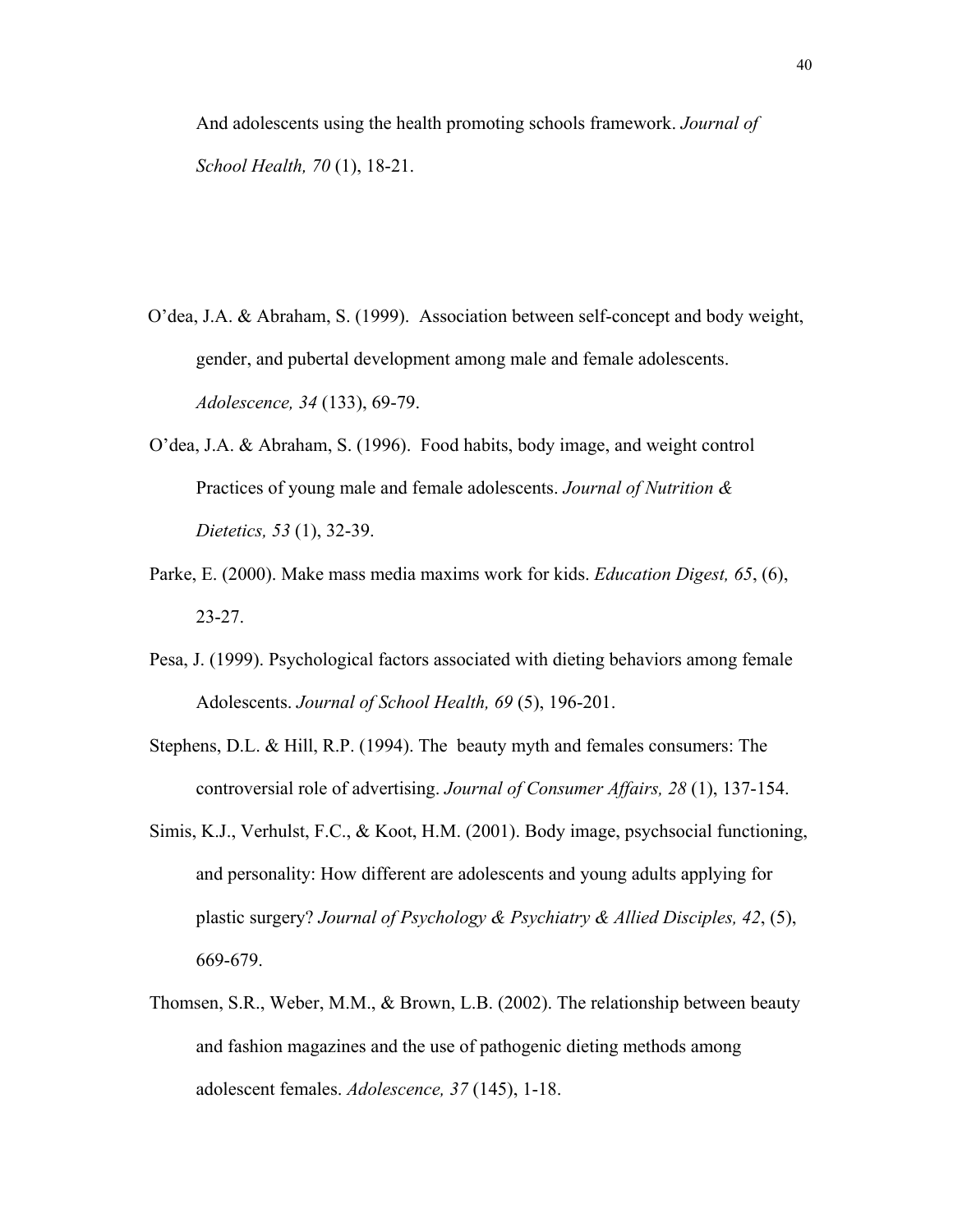And adolescents using the health promoting schools framework. *Journal of School Health, 70* (1), 18-21.

O'dea, J.A. & Abraham, S. (1999). Association between self-concept and body weight, gender, and pubertal development among male and female adolescents. *Adolescence, 34* (133), 69-79.

O'dea, J.A. & Abraham, S. (1996). Food habits, body image, and weight control Practices of young male and female adolescents. *Journal of Nutrition & Dietetics, 53* (1), 32-39.

Parke, E. (2000). Make mass media maxims work for kids. *Education Digest, 65*, (6), 23-27.

Pesa, J. (1999). Psychological factors associated with dieting behaviors among female Adolescents. *Journal of School Health, 69* (5), 196-201.

Stephens, D.L. & Hill, R.P. (1994). The beauty myth and females consumers: The controversial role of advertising. *Journal of Consumer Affairs, 28* (1), 137-154.

Simis, K.J., Verhulst, F.C., & Koot, H.M. (2001). Body image, psychsocial functioning, and personality: How different are adolescents and young adults applying for plastic surgery? *Journal of Psychology & Psychiatry & Allied Disciples, 42*, (5), 669-679.

Thomsen, S.R., Weber, M.M., & Brown, L.B. (2002). The relationship between beauty and fashion magazines and the use of pathogenic dieting methods among adolescent females. *Adolescence, 37* (145), 1-18.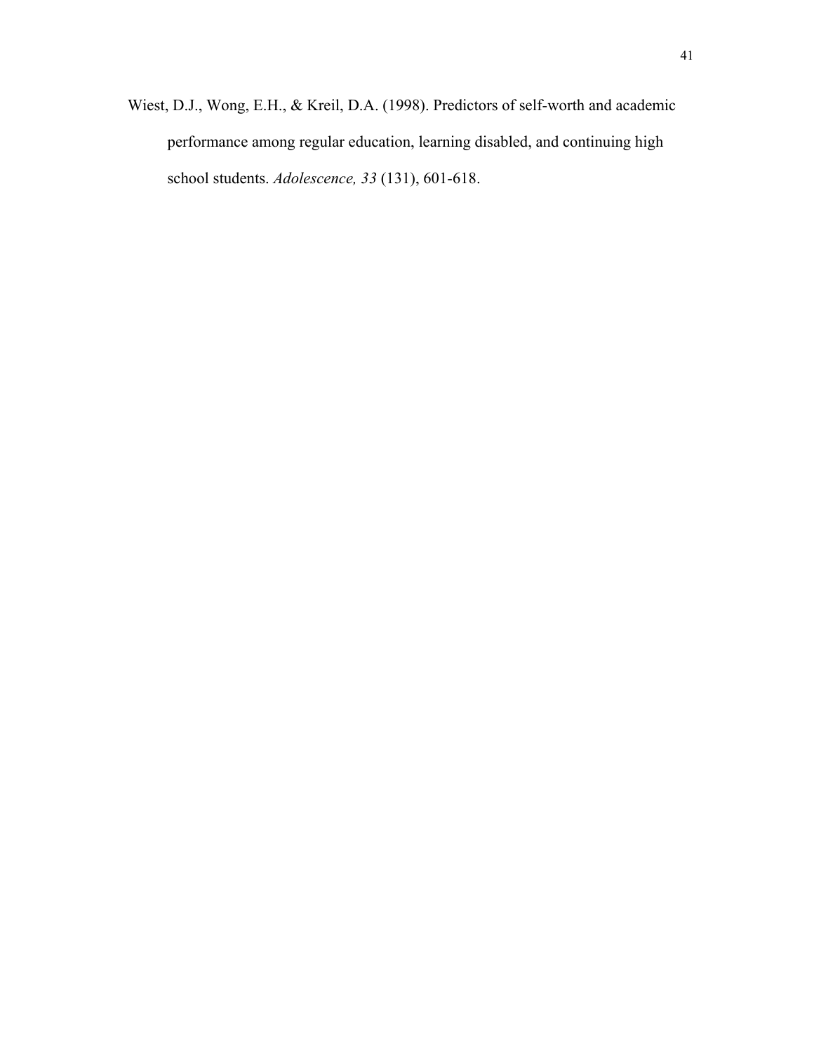Wiest, D.J., Wong, E.H., & Kreil, D.A. (1998). Predictors of self-worth and academic performance among regular education, learning disabled, and continuing high school students. *Adolescence, 33* (131), 601-618.